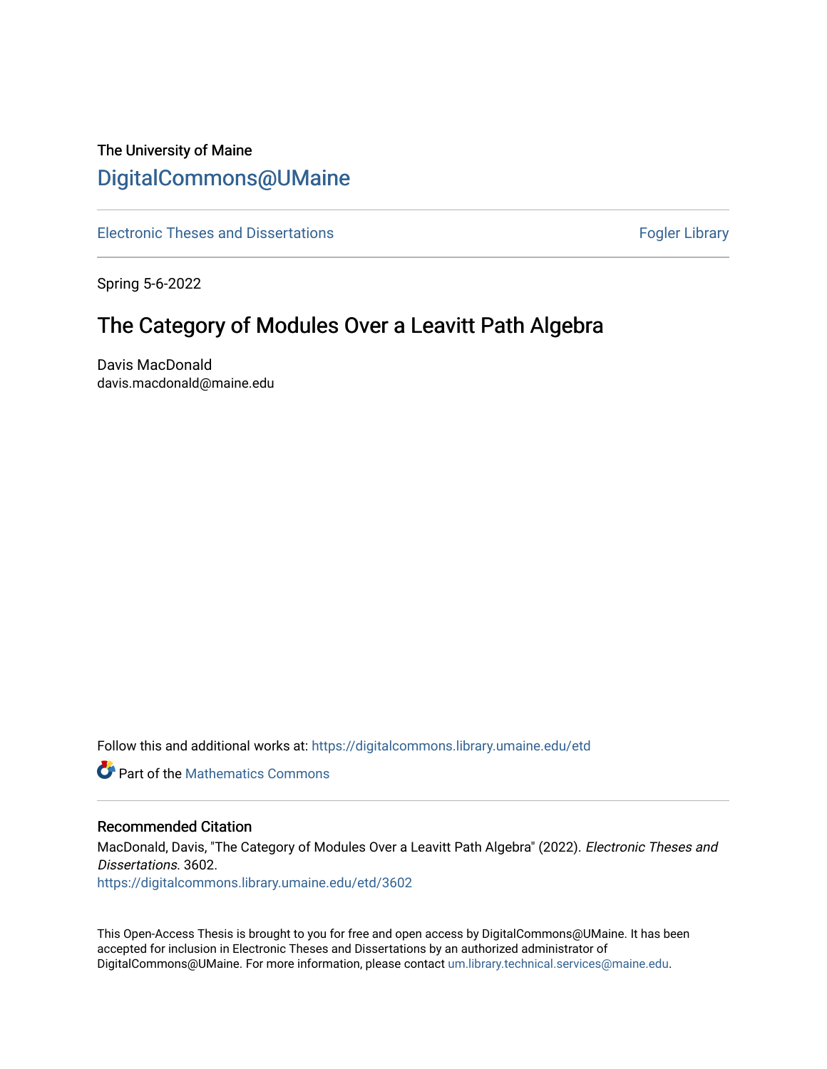The University of Maine

# DigitalCommons@UMaine

Electronic Theses and Dissertations

Fogler Library

Spring 5-6-2022

## The Category of Modules Over a Leavitt Path Algebra

Davis MacDonald
davis.macdonald@maine.edu

Follow this and additional works at: https://digitalcommons.library.umaine.edu/etd

Part of the Mathematics Commons

### Recommended Citation

MacDonald, Davis, "The Category of Modules Over a Leavitt Path Algebra" (2022). *Electronic Theses and Dissertations*. 3602.
https://digitalcommons.library.umaine.edu/etd/3602

This Open-Access Thesis is brought to you for free and open access by DigitalCommons@UMaine. It has been accepted for inclusion in Electronic Theses and Dissertations by an authorized administrator of DigitalCommons@UMaine. For more information, please contact um.library.technical.services@maine.edu.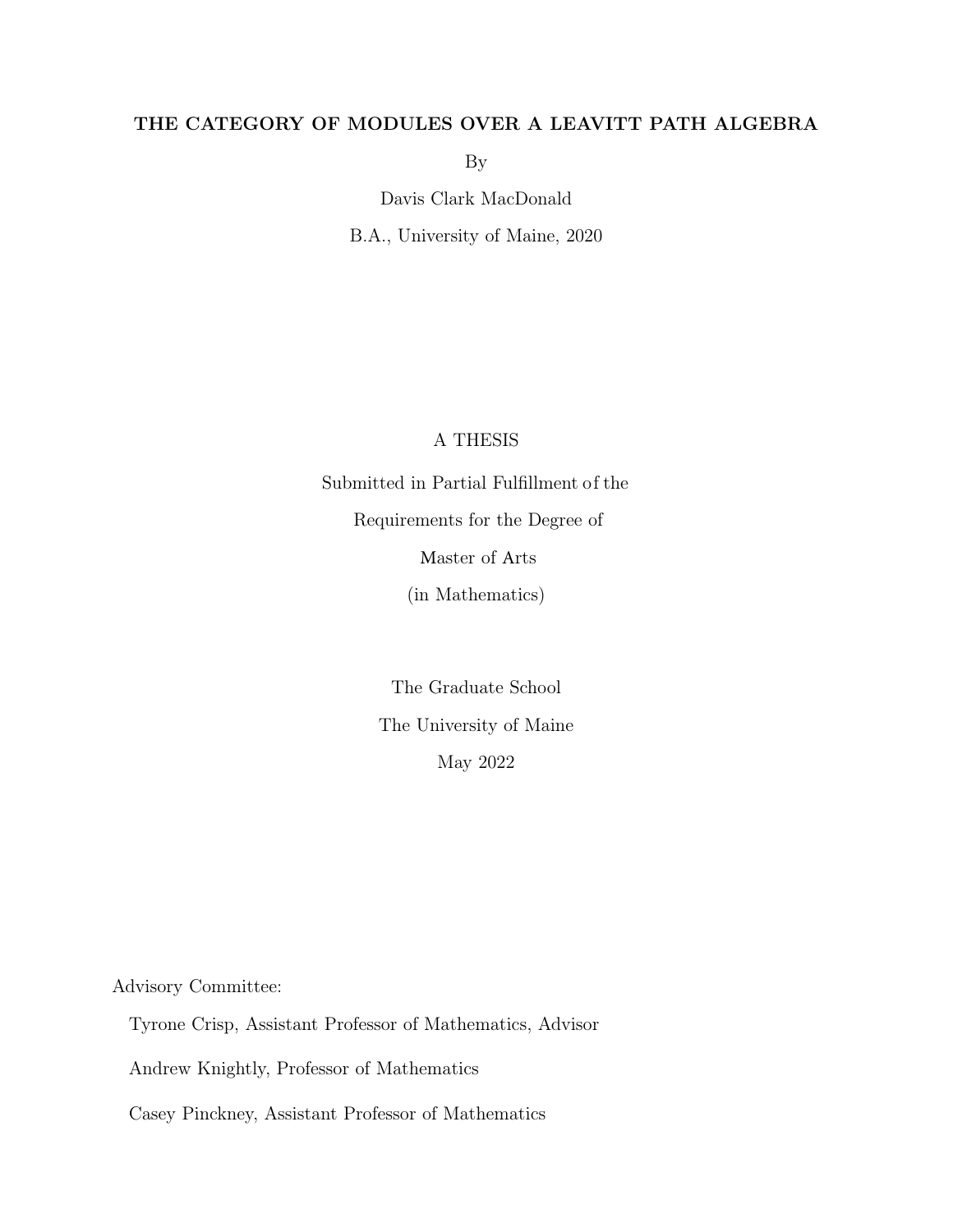# THE CATEGORY OF MODULES OVER A LEAVITT PATH ALGEBRA

By

Davis Clark MacDonald

B.A., University of Maine, 2020

A THESIS

Submitted in Partial Fulfillment of the

Requirements for the Degree of

Master of Arts

(in Mathematics)

The Graduate School

The University of Maine

May 2022

Advisory Committee:

Tyrone Crisp, Assistant Professor of Mathematics, Advisor

Andrew Knightly, Professor of Mathematics

Casey Pinckney, Assistant Professor of Mathematics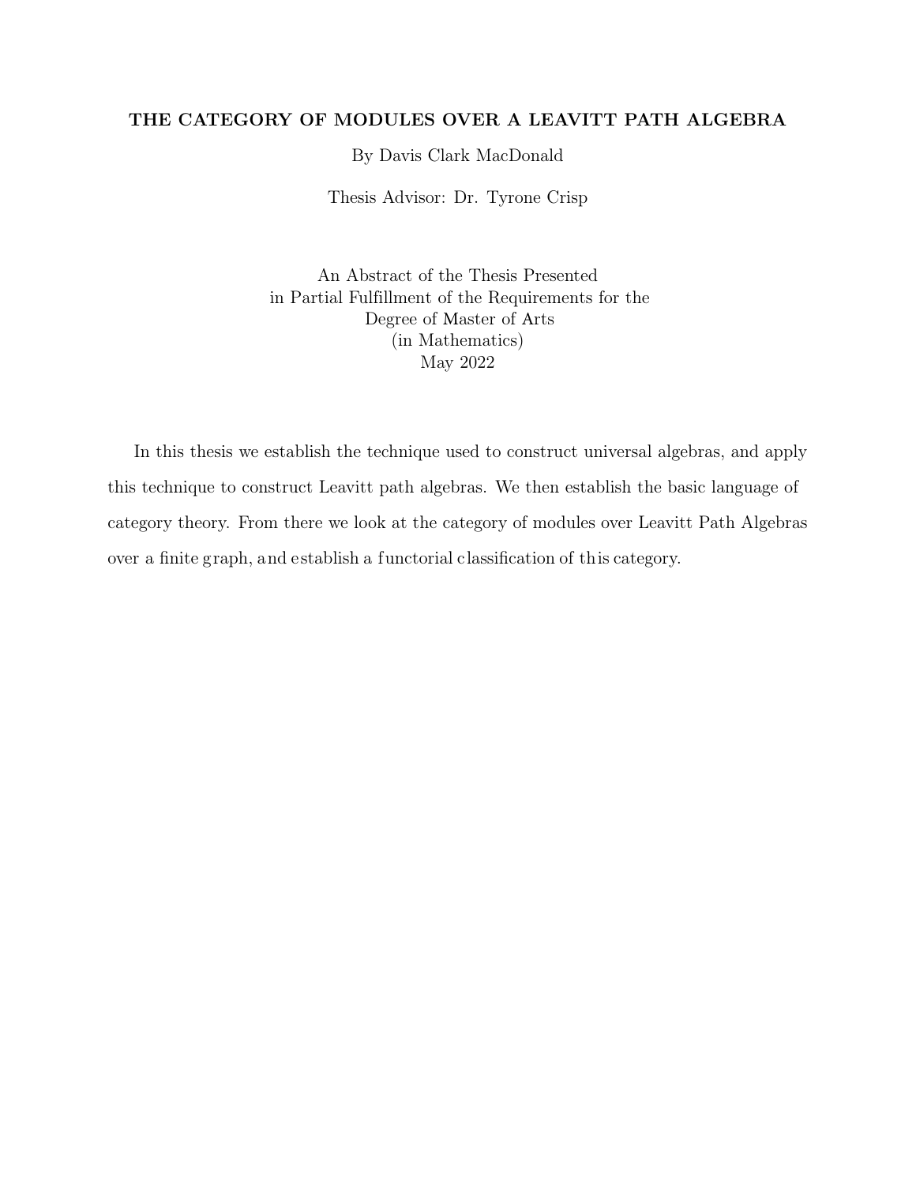**THE CATEGORY OF MODULES OVER A LEAVITT PATH ALGEBRA**

By Davis Clark MacDonald

Thesis Advisor: Dr. Tyrone Crisp

An Abstract of the Thesis Presented
in Partial Fulfillment of the Requirements for the
Degree of Master of Arts
(in Mathematics)
May 2022

In this thesis we establish the technique used to construct universal algebras, and apply this technique to construct Leavitt path algebras. We then establish the basic language of category theory. From there we look at the category of modules over Leavitt Path Algebras over a finite graph, and establish a functorial classification of this category.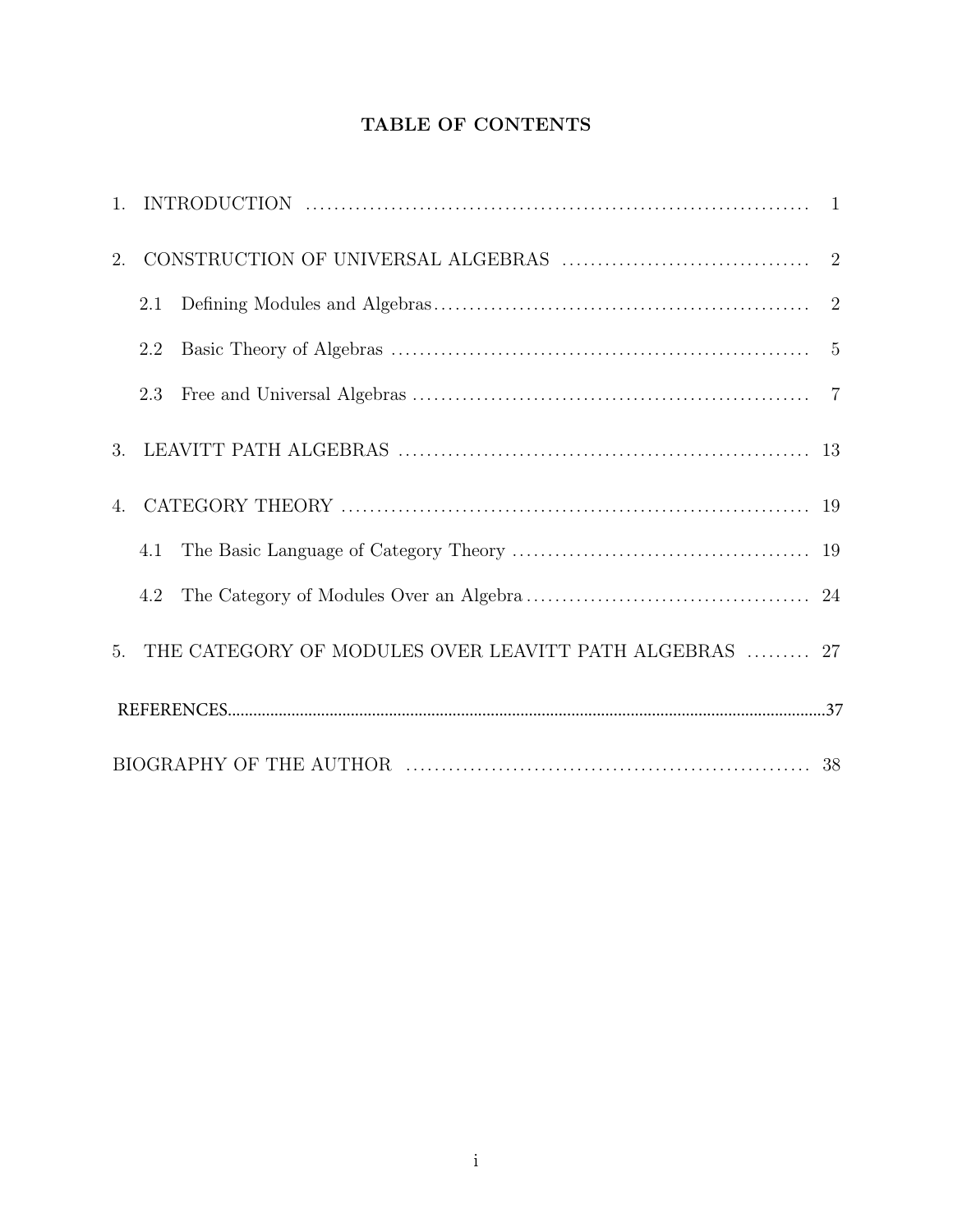# TABLE OF CONTENTS

1. INTRODUCTION ........ 1
2. CONSTRUCTION OF UNIVERSAL ALGEBRAS ........ 2
   - 2.1 Defining Modules and Algebras ........ 2
   - 2.2 Basic Theory of Algebras ........ 5
   - 2.3 Free and Universal Algebras ........ 7
3. LEAVITT PATH ALGEBRAS ........ 13
4. CATEGORY THEORY ........ 19
   - 4.1 The Basic Language of Category Theory ........ 19
   - 4.2 The Category of Modules Over an Algebra ........ 24
5. THE CATEGORY OF MODULES OVER LEAVITT PATH ALGEBRAS ........ 27

REFERENCES ........ 37

BIOGRAPHY OF THE AUTHOR ........ 38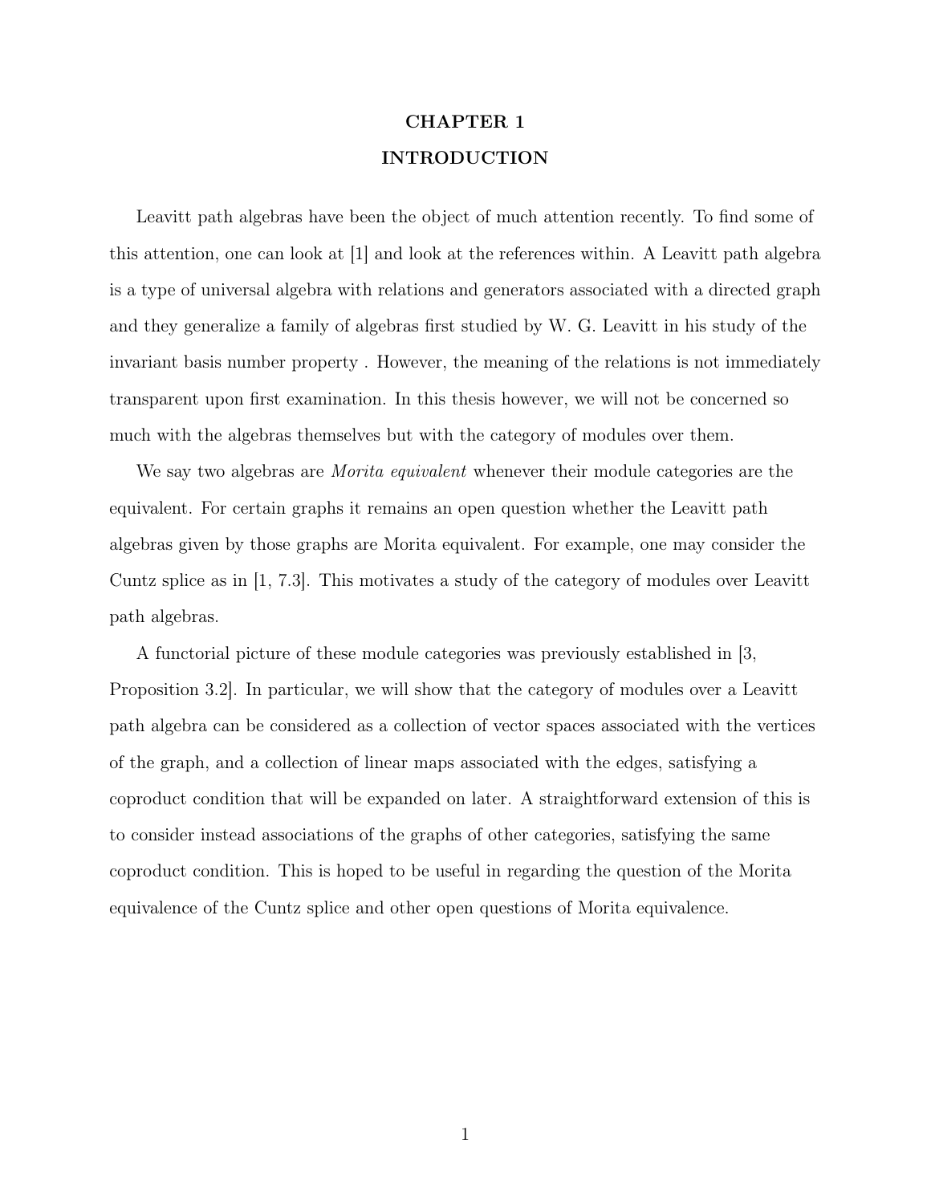# CHAPTER 1
# INTRODUCTION

Leavitt path algebras have been the object of much attention recently. To find some of this attention, one can look at [1] and look at the references within. A Leavitt path algebra is a type of universal algebra with relations and generators associated with a directed graph and they generalize a family of algebras first studied by W. G. Leavitt in his study of the invariant basis number property . However, the meaning of the relations is not immediately transparent upon first examination. In this thesis however, we will not be concerned so much with the algebras themselves but with the category of modules over them.

We say two algebras are *Morita equivalent* whenever their module categories are the equivalent. For certain graphs it remains an open question whether the Leavitt path algebras given by those graphs are Morita equivalent. For example, one may consider the Cuntz splice as in [1, 7.3]. This motivates a study of the category of modules over Leavitt path algebras.

A functorial picture of these module categories was previously established in [3, Proposition 3.2]. In particular, we will show that the category of modules over a Leavitt path algebra can be considered as a collection of vector spaces associated with the vertices of the graph, and a collection of linear maps associated with the edges, satisfying a coproduct condition that will be expanded on later. A straightforward extension of this is to consider instead associations of the graphs of other categories, satisfying the same coproduct condition. This is hoped to be useful in regarding the question of the Morita equivalence of the Cuntz splice and other open questions of Morita equivalence.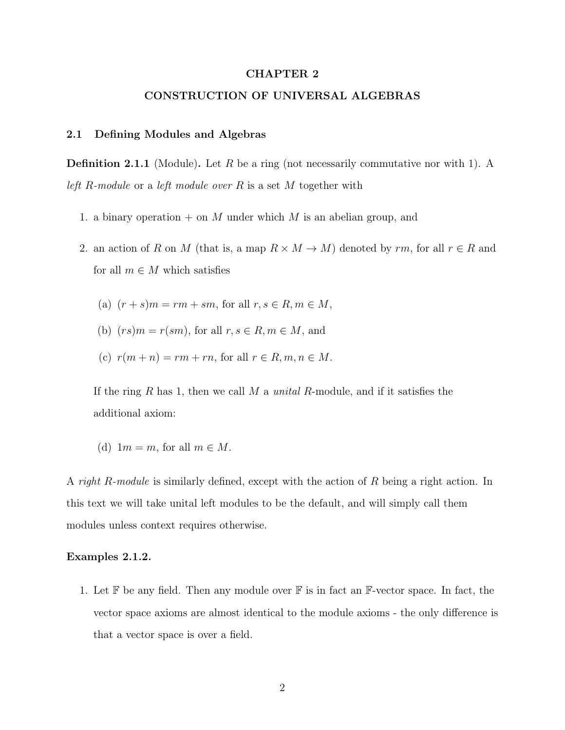# CHAPTER 2

# CONSTRUCTION OF UNIVERSAL ALGEBRAS

## 2.1 Defining Modules and Algebras

**Definition 2.1.1** (Module)**.** Let $R$ be a ring (not necessarily commutative nor with 1). A *left $R$-module* or a *left module over $R$* is a set $M$ together with

1. a binary operation $+$ on $M$ under which $M$ is an abelian group, and
2. an action of $R$ on $M$ (that is, a map $R \times M \to M$) denoted by $rm$, for all $r \in R$ and for all $m \in M$ which satisfies

   (a) $(r + s)m = rm + sm$, for all $r, s \in R, m \in M$,

   (b) $(rs)m = r(sm)$, for all $r, s \in R, m \in M$, and

   (c) $r(m + n) = rm + rn$, for all $r \in R, m, n \in M$.

   If the ring $R$ has 1, then we call $M$ a *unital* $R$-module, and if it satisfies the additional axiom:

   (d) $1m = m$, for all $m \in M$.

A *right $R$-module* is similarly defined, except with the action of $R$ being a right action. In this text we will take unital left modules to be the default, and will simply call them modules unless context requires otherwise.

**Examples 2.1.2.**

1. Let $\mathbb{F}$ be any field. Then any module over $\mathbb{F}$ is in fact an $\mathbb{F}$-vector space. In fact, the vector space axioms are almost identical to the module axioms - the only difference is that a vector space is over a field.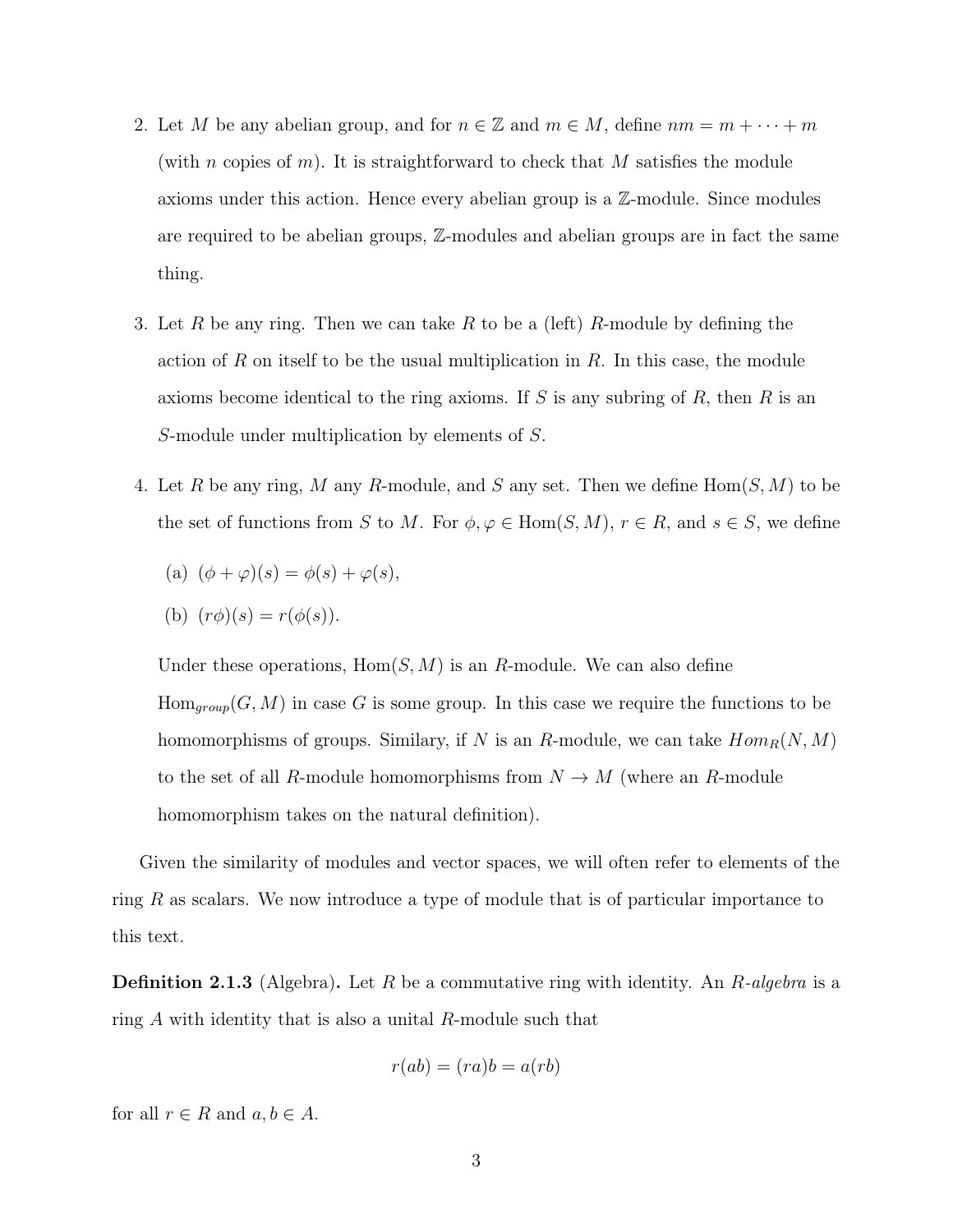2. Let $M$ be any abelian group, and for $n \in \mathbb{Z}$ and $m \in M$, define $nm = m + \cdots + m$ (with $n$ copies of $m$). It is straightforward to check that $M$ satisfies the module axioms under this action. Hence every abelian group is a $\mathbb{Z}$-module. Since modules are required to be abelian groups, $\mathbb{Z}$-modules and abelian groups are in fact the same thing.

3. Let $R$ be any ring. Then we can take $R$ to be a (left) $R$-module by defining the action of $R$ on itself to be the usual multiplication in $R$. In this case, the module axioms become identical to the ring axioms. If $S$ is any subring of $R$, then $R$ is an $S$-module under multiplication by elements of $S$.

4. Let $R$ be any ring, $M$ any $R$-module, and $S$ any set. Then we define $\text{Hom}(S, M)$ to be the set of functions from $S$ to $M$. For $\phi, \varphi \in \text{Hom}(S, M)$, $r \in R$, and $s \in S$, we define

   (a) $(\phi + \varphi)(s) = \phi(s) + \varphi(s)$,

   (b) $(r\phi)(s) = r(\phi(s))$.

   Under these operations, $\text{Hom}(S, M)$ is an $R$-module. We can also define $\text{Hom}_{group}(G, M)$ in case $G$ is some group. In this case we require the functions to be homomorphisms of groups. Similary, if $N$ is an $R$-module, we can take $Hom_R(N, M)$ to the set of all $R$-module homomorphisms from $N \to M$ (where an $R$-module homomorphism takes on the natural definition).

Given the similarity of modules and vector spaces, we will often refer to elements of the ring $R$ as scalars. We now introduce a type of module that is of particular importance to this text.

**Definition 2.1.3** (Algebra)**.** Let $R$ be a commutative ring with identity. An *$R$-algebra* is a ring $A$ with identity that is also a unital $R$-module such that

$$r(ab) = (ra)b = a(rb)$$

for all $r \in R$ and $a, b \in A$.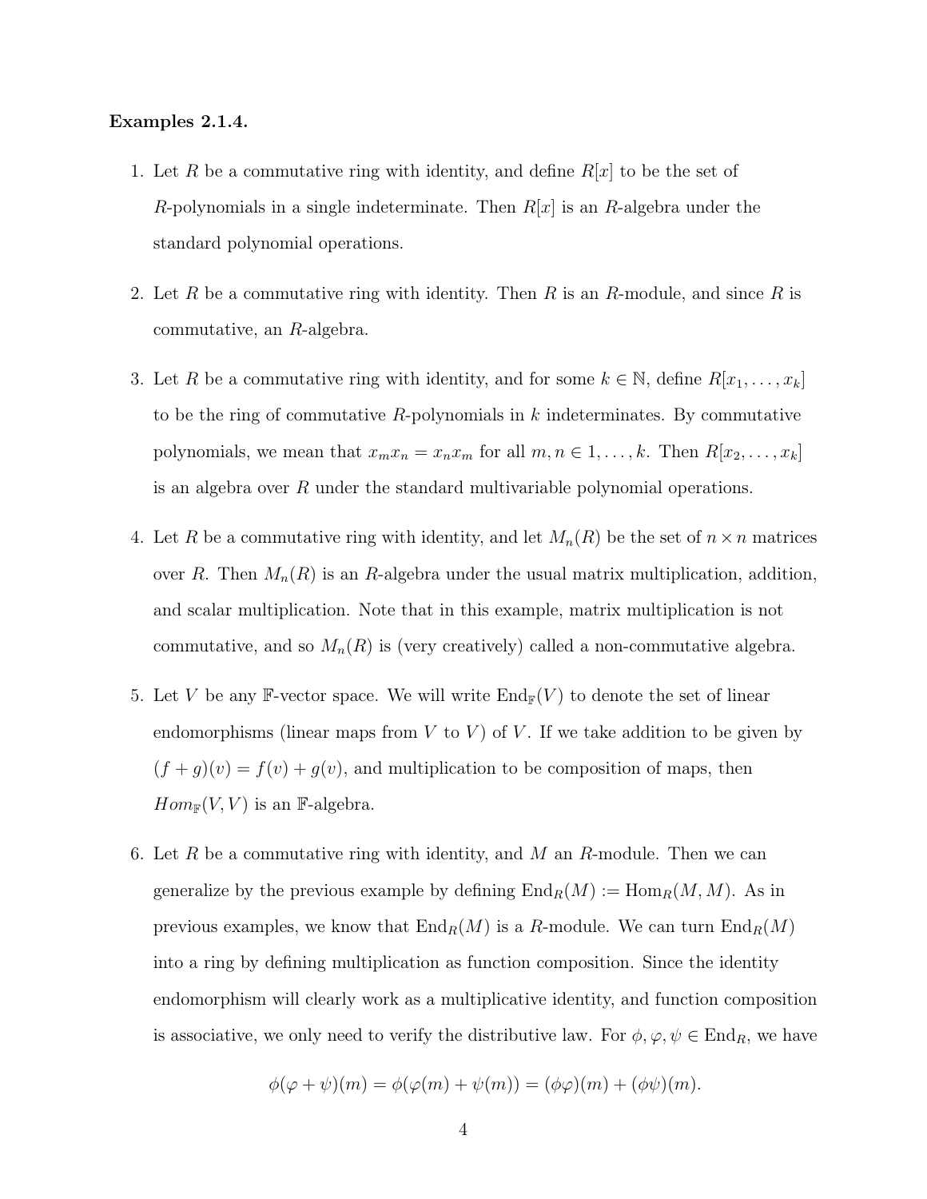**Examples 2.1.4.**

1. Let $R$ be a commutative ring with identity, and define $R[x]$ to be the set of $R$-polynomials in a single indeterminate. Then $R[x]$ is an $R$-algebra under the standard polynomial operations.

2. Let $R$ be a commutative ring with identity. Then $R$ is an $R$-module, and since $R$ is commutative, an $R$-algebra.

3. Let $R$ be a commutative ring with identity, and for some $k \in \mathbb{N}$, define $R[x_1, \dots, x_k]$ to be the ring of commutative $R$-polynomials in $k$ indeterminates. By commutative polynomials, we mean that $x_m x_n = x_n x_m$ for all $m, n \in 1, \dots, k$. Then $R[x_2, \dots, x_k]$ is an algebra over $R$ under the standard multivariable polynomial operations.

4. Let $R$ be a commutative ring with identity, and let $M_n(R)$ be the set of $n \times n$ matrices over $R$. Then $M_n(R)$ is an $R$-algebra under the usual matrix multiplication, addition, and scalar multiplication. Note that in this example, matrix multiplication is not commutative, and so $M_n(R)$ is (very creatively) called a non-commutative algebra.

5. Let $V$ be any $\mathbb{F}$-vector space. We will write $\mathrm{End}_{\mathbb{F}}(V)$ to denote the set of linear endomorphisms (linear maps from $V$ to $V$) of $V$. If we take addition to be given by $(f+g)(v) = f(v) + g(v)$, and multiplication to be composition of maps, then $Hom_{\mathbb{F}}(V, V)$ is an $\mathbb{F}$-algebra.

6. Let $R$ be a commutative ring with identity, and $M$ an $R$-module. Then we can generalize by the previous example by defining $\mathrm{End}_R(M) := \mathrm{Hom}_R(M, M)$. As in previous examples, we know that $\mathrm{End}_R(M)$ is a $R$-module. We can turn $\mathrm{End}_R(M)$ into a ring by defining multiplication as function composition. Since the identity endomorphism will clearly work as a multiplicative identity, and function composition is associative, we only need to verify the distributive law. For $\phi, \varphi, \psi \in \mathrm{End}_R$, we have

$$\phi(\varphi + \psi)(m) = \phi(\varphi(m) + \psi(m)) = (\phi\varphi)(m) + (\phi\psi)(m).$$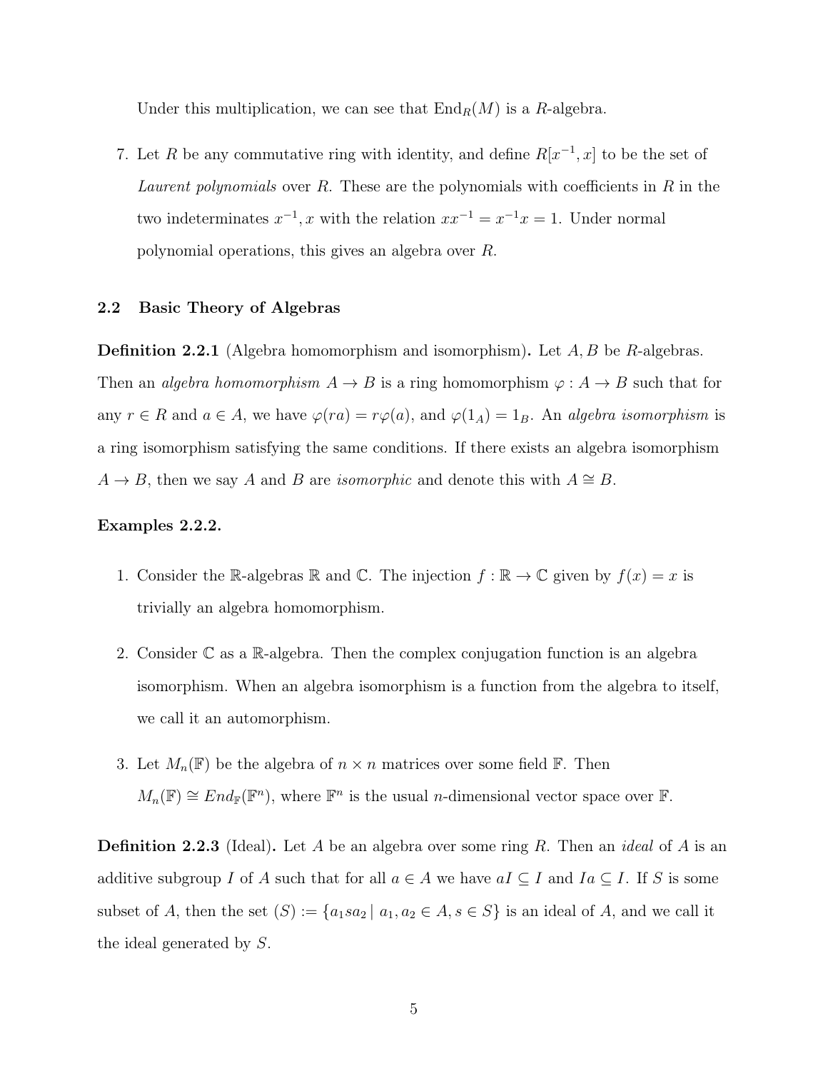Under this multiplication, we can see that $\mathrm{End}_R(M)$ is a $R$-algebra.

7. Let $R$ be any commutative ring with identity, and define $R[x^{-1}, x]$ to be the set of *Laurent polynomials* over $R$. These are the polynomials with coefficients in $R$ in the two indeterminates $x^{-1}, x$ with the relation $xx^{-1} = x^{-1}x = 1$. Under normal polynomial operations, this gives an algebra over $R$.

### 2.2 Basic Theory of Algebras

**Definition 2.2.1** (Algebra homomorphism and isomorphism)**.** Let $A, B$ be $R$-algebras. Then an *algebra homomorphism* $A \to B$ is a ring homomorphism $\varphi : A \to B$ such that for any $r \in R$ and $a \in A$, we have $\varphi(ra) = r\varphi(a)$, and $\varphi(1_A) = 1_B$. An *algebra isomorphism* is a ring isomorphism satisfying the same conditions. If there exists an algebra isomorphism $A \to B$, then we say $A$ and $B$ are *isomorphic* and denote this with $A \cong B$.

**Examples 2.2.2.**

1. Consider the $\mathbb{R}$-algebras $\mathbb{R}$ and $\mathbb{C}$. The injection $f : \mathbb{R} \to \mathbb{C}$ given by $f(x) = x$ is trivially an algebra homomorphism.

2. Consider $\mathbb{C}$ as a $\mathbb{R}$-algebra. Then the complex conjugation function is an algebra isomorphism. When an algebra isomorphism is a function from the algebra to itself, we call it an automorphism.

3. Let $M_n(\mathbb{F})$ be the algebra of $n \times n$ matrices over some field $\mathbb{F}$. Then $M_n(\mathbb{F}) \cong End_{\mathbb{F}}(\mathbb{F}^n)$, where $\mathbb{F}^n$ is the usual $n$-dimensional vector space over $\mathbb{F}$.

**Definition 2.2.3** (Ideal)**.** Let $A$ be an algebra over some ring $R$. Then an *ideal* of $A$ is an additive subgroup $I$ of $A$ such that for all $a \in A$ we have $aI \subseteq I$ and $Ia \subseteq I$. If $S$ is some subset of $A$, then the set $(S) := \{a_1 s a_2 \mid a_1, a_2 \in A, s \in S\}$ is an ideal of $A$, and we call it the ideal generated by $S$.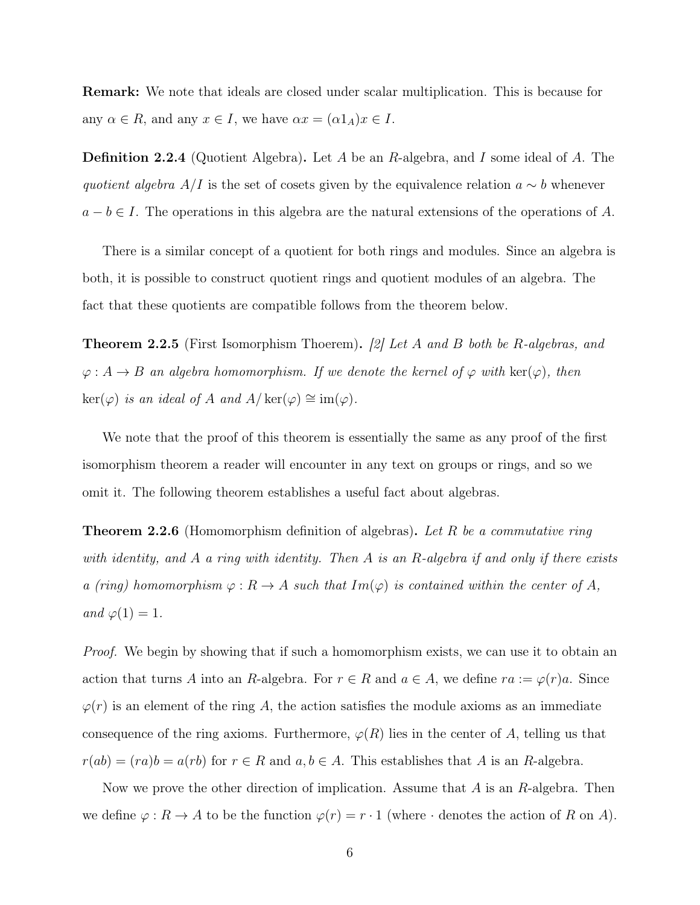**Remark:** We note that ideals are closed under scalar multiplication. This is because for any $\alpha \in R$, and any $x \in I$, we have $\alpha x = (\alpha 1_A)x \in I$.

**Definition 2.2.4** (Quotient Algebra)**.** Let $A$ be an $R$-algebra, and $I$ some ideal of $A$. The *quotient algebra* $A/I$ is the set of cosets given by the equivalence relation $a \sim b$ whenever $a - b \in I$. The operations in this algebra are the natural extensions of the operations of $A$.

There is a similar concept of a quotient for both rings and modules. Since an algebra is both, it is possible to construct quotient rings and quotient modules of an algebra. The fact that these quotients are compatible follows from the theorem below.

**Theorem 2.2.5** (First Isomorphism Thoerem)**.** *[2] Let $A$ and $B$ both be $R$-algebras, and $\varphi : A \to B$ an algebra homomorphism. If we denote the kernel of $\varphi$ with $\ker(\varphi)$, then $\ker(\varphi)$ is an ideal of $A$ and $A/\ker(\varphi) \cong \operatorname{im}(\varphi)$.*

We note that the proof of this theorem is essentially the same as any proof of the first isomorphism theorem a reader will encounter in any text on groups or rings, and so we omit it. The following theorem establishes a useful fact about algebras.

**Theorem 2.2.6** (Homomorphism definition of algebras)**.** *Let $R$ be a commutative ring with identity, and $A$ a ring with identity. Then $A$ is an $R$-algebra if and only if there exists a (ring) homomorphism $\varphi : R \to A$ such that $Im(\varphi)$ is contained within the center of $A$, and $\varphi(1) = 1$.*

*Proof.* We begin by showing that if such a homomorphism exists, we can use it to obtain an action that turns $A$ into an $R$-algebra. For $r \in R$ and $a \in A$, we define $ra := \varphi(r)a$. Since $\varphi(r)$ is an element of the ring $A$, the action satisfies the module axioms as an immediate consequence of the ring axioms. Furthermore, $\varphi(R)$ lies in the center of $A$, telling us that $r(ab) = (ra)b = a(rb)$ for $r \in R$ and $a, b \in A$. This establishes that $A$ is an $R$-algebra.

Now we prove the other direction of implication. Assume that $A$ is an $R$-algebra. Then we define $\varphi : R \to A$ to be the function $\varphi(r) = r \cdot 1$ (where $\cdot$ denotes the action of $R$ on $A$).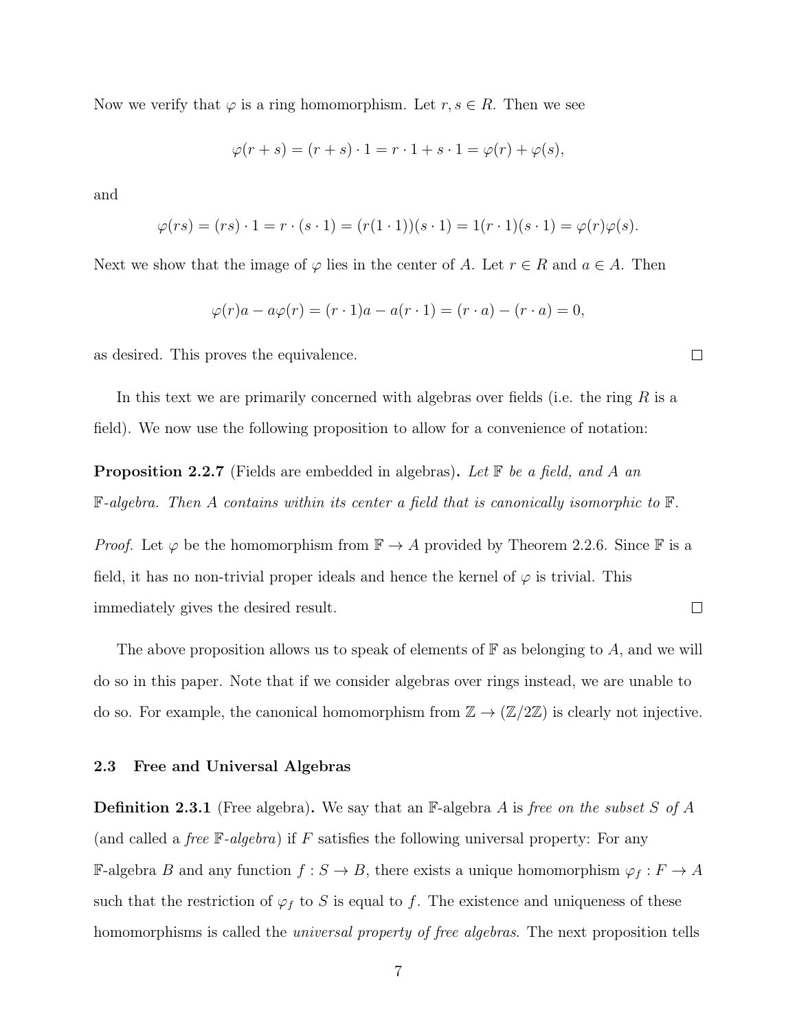Now we verify that $\varphi$ is a ring homomorphism. Let $r, s \in R$. Then we see

$$\varphi(r+s) = (r+s) \cdot 1 = r \cdot 1 + s \cdot 1 = \varphi(r) + \varphi(s),$$

and

$$\varphi(rs) = (rs) \cdot 1 = r \cdot (s \cdot 1) = (r(1 \cdot 1))(s \cdot 1) = 1(r \cdot 1)(s \cdot 1) = \varphi(r)\varphi(s).$$

Next we show that the image of $\varphi$ lies in the center of $A$. Let $r \in R$ and $a \in A$. Then

$$\varphi(r)a - a\varphi(r) = (r \cdot 1)a - a(r \cdot 1) = (r \cdot a) - (r \cdot a) = 0,$$

as desired. This proves the equivalence. □

In this text we are primarily concerned with algebras over fields (i.e. the ring $R$ is a field). We now use the following proposition to allow for a convenience of notation:

**Proposition 2.2.7** (Fields are embedded in algebras)**.** *Let $\mathbb{F}$ be a field, and $A$ an $\mathbb{F}$-algebra. Then $A$ contains within its center a field that is canonically isomorphic to $\mathbb{F}$.*

*Proof.* Let $\varphi$ be the homomorphism from $\mathbb{F} \to A$ provided by Theorem 2.2.6. Since $\mathbb{F}$ is a field, it has no non-trivial proper ideals and hence the kernel of $\varphi$ is trivial. This immediately gives the desired result. □

The above proposition allows us to speak of elements of $\mathbb{F}$ as belonging to $A$, and we will do so in this paper. Note that if we consider algebras over rings instead, we are unable to do so. For example, the canonical homomorphism from $\mathbb{Z} \to (\mathbb{Z}/2\mathbb{Z})$ is clearly not injective.

### 2.3 Free and Universal Algebras

**Definition 2.3.1** (Free algebra)**.** We say that an $\mathbb{F}$-algebra $A$ is *free on the subset $S$ of $A$* (and called a *free $\mathbb{F}$-algebra*) if $F$ satisfies the following universal property: For any $\mathbb{F}$-algebra $B$ and any function $f : S \to B$, there exists a unique homomorphism $\varphi_f : F \to A$ such that the restriction of $\varphi_f$ to $S$ is equal to $f$. The existence and uniqueness of these homomorphisms is called the *universal property of free algebras*. The next proposition tells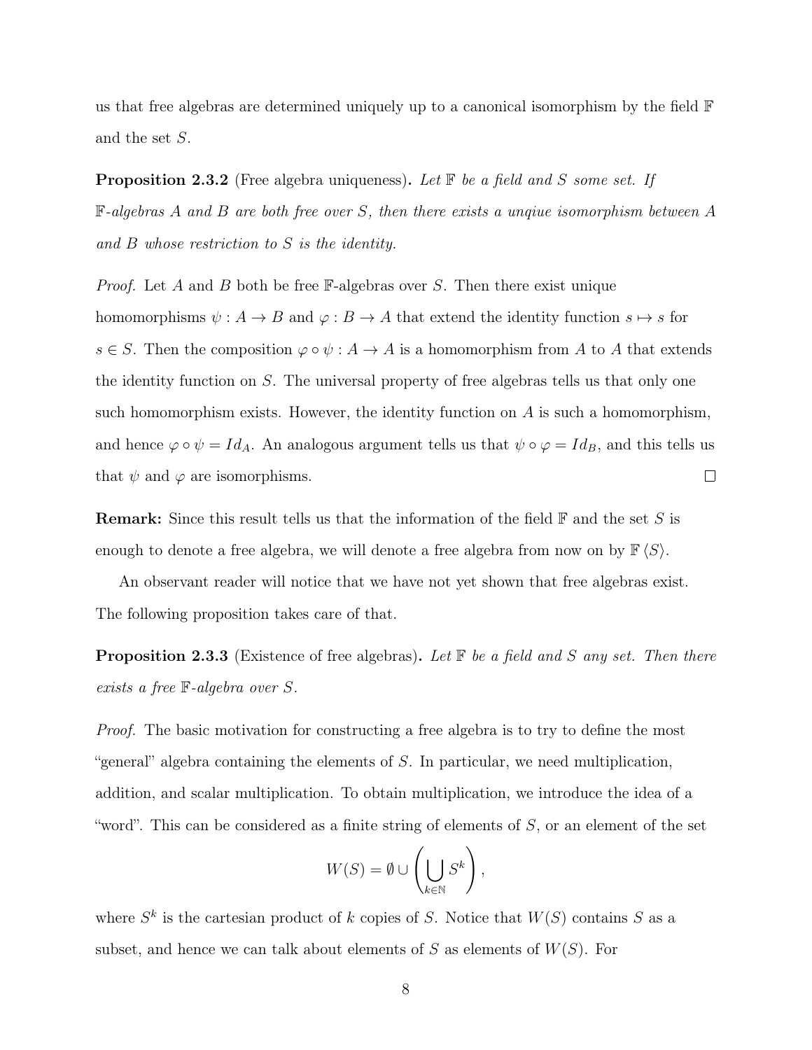us that free algebras are determined uniquely up to a canonical isomorphism by the field $\mathbb{F}$ and the set $S$.

**Proposition 2.3.2** (Free algebra uniqueness)**.** *Let $\mathbb{F}$ be a field and $S$ some set. If $\mathbb{F}$-algebras $A$ and $B$ are both free over $S$, then there exists a unqiue isomorphism between $A$ and $B$ whose restriction to $S$ is the identity.*

*Proof.* Let $A$ and $B$ both be free $\mathbb{F}$-algebras over $S$. Then there exist unique homomorphisms $\psi : A \to B$ and $\varphi : B \to A$ that extend the identity function $s \mapsto s$ for $s \in S$. Then the composition $\varphi \circ \psi : A \to A$ is a homomorphism from $A$ to $A$ that extends the identity function on $S$. The universal property of free algebras tells us that only one such homomorphism exists. However, the identity function on $A$ is such a homomorphism, and hence $\varphi \circ \psi = Id_A$. An analogous argument tells us that $\psi \circ \varphi = Id_B$, and this tells us that $\psi$ and $\varphi$ are isomorphisms. □

**Remark:** Since this result tells us that the information of the field $\mathbb{F}$ and the set $S$ is enough to denote a free algebra, we will denote a free algebra from now on by $\mathbb{F}\langle S \rangle$.

An observant reader will notice that we have not yet shown that free algebras exist. The following proposition takes care of that.

**Proposition 2.3.3** (Existence of free algebras)**.** *Let $\mathbb{F}$ be a field and $S$ any set. Then there exists a free $\mathbb{F}$-algebra over $S$.*

*Proof.* The basic motivation for constructing a free algebra is to try to define the most "general" algebra containing the elements of $S$. In particular, we need multiplication, addition, and scalar multiplication. To obtain multiplication, we introduce the idea of a "word". This can be considered as a finite string of elements of $S$, or an element of the set

$$W(S) = \emptyset \cup \left( \bigcup_{k \in \mathbb{N}} S^k \right),$$

where $S^k$ is the cartesian product of $k$ copies of $S$. Notice that $W(S)$ contains $S$ as a subset, and hence we can talk about elements of $S$ as elements of $W(S)$. For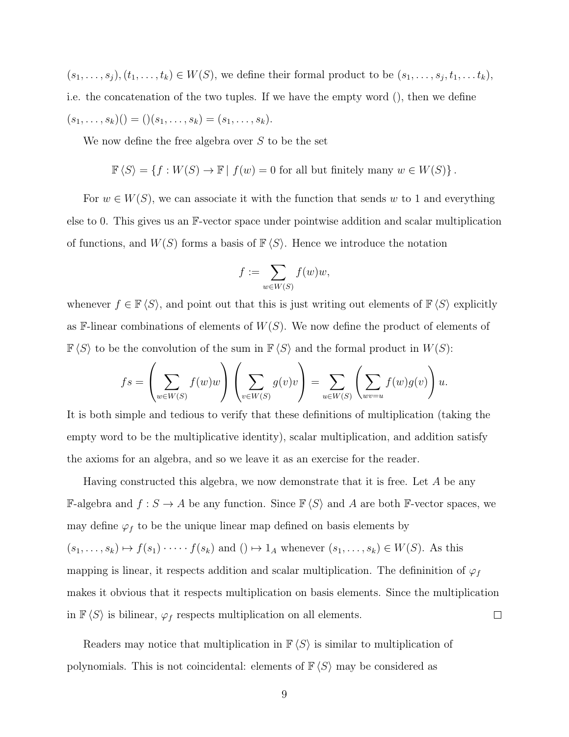$(s_1, \ldots, s_j), (t_1, \ldots, t_k) \in W(S)$, we define their formal product to be $(s_1, \ldots, s_j, t_1, \ldots t_k)$, i.e. the concatenation of the two tuples. If we have the empty word $()$, then we define $(s_1, \ldots, s_k)() = ()(s_1, \ldots, s_k) = (s_1, \ldots, s_k)$.

We now define the free algebra over $S$ to be the set

$$\mathbb{F}\langle S \rangle = \{f : W(S) \to \mathbb{F} \mid f(w) = 0 \text{ for all but finitely many } w \in W(S)\}.$$

For $w \in W(S)$, we can associate it with the function that sends $w$ to 1 and everything else to 0. This gives us an $\mathbb{F}$-vector space under pointwise addition and scalar multiplication of functions, and $W(S)$ forms a basis of $\mathbb{F}\langle S \rangle$. Hence we introduce the notation

$$f := \sum_{w \in W(S)} f(w)w,$$

whenever $f \in \mathbb{F}\langle S \rangle$, and point out that this is just writing out elements of $\mathbb{F}\langle S \rangle$ explicitly as $\mathbb{F}$-linear combinations of elements of $W(S)$. We now define the product of elements of $\mathbb{F}\langle S \rangle$ to be the convolution of the sum in $\mathbb{F}\langle S \rangle$ and the formal product in $W(S)$:

$$fs = \left(\sum_{w \in W(S)} f(w)w\right)\left(\sum_{v \in W(S)} g(v)v\right) = \sum_{u \in W(S)} \left(\sum_{wv=u} f(w)g(v)\right) u.$$

It is both simple and tedious to verify that these definitions of multiplication (taking the empty word to be the multiplicative identity), scalar multiplication, and addition satisfy the axioms for an algebra, and so we leave it as an exercise for the reader.

Having constructed this algebra, we now demonstrate that it is free. Let $A$ be any $\mathbb{F}$-algebra and $f : S \to A$ be any function. Since $\mathbb{F}\langle S \rangle$ and $A$ are both $\mathbb{F}$-vector spaces, we may define $\varphi_f$ to be the unique linear map defined on basis elements by $(s_1, \ldots, s_k) \mapsto f(s_1) \cdot \cdots \cdot f(s_k)$ and $() \mapsto 1_A$ whenever $(s_1, \ldots, s_k) \in W(S)$. As this mapping is linear, it respects addition and scalar multiplication. The defininition of $\varphi_f$ makes it obvious that it respects multiplication on basis elements. Since the multiplication in $\mathbb{F}\langle S \rangle$ is bilinear, $\varphi_f$ respects multiplication on all elements. □

Readers may notice that multiplication in $\mathbb{F}\langle S \rangle$ is similar to multiplication of polynomials. This is not coincidental: elements of $\mathbb{F}\langle S \rangle$ may be considered as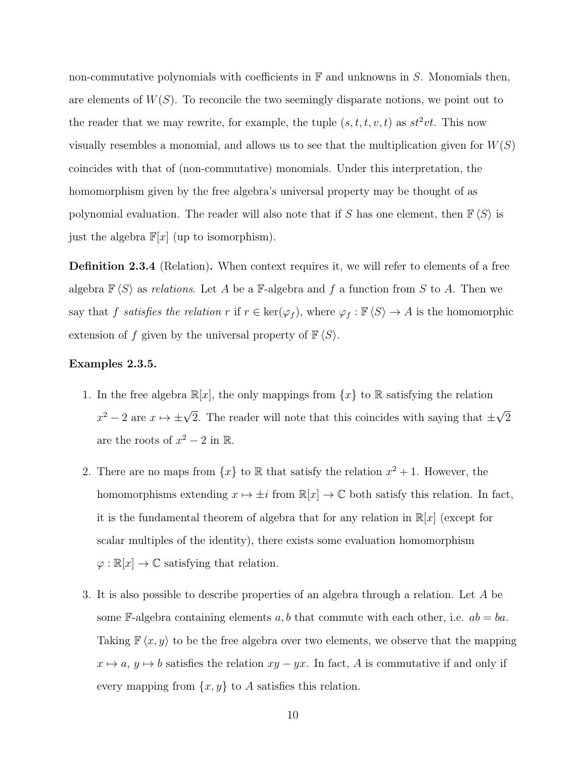non-commutative polynomials with coefficients in $\mathbb{F}$ and unknowns in $S$. Monomials then, are elements of $W(S)$. To reconcile the two seemingly disparate notions, we point out to the reader that we may rewrite, for example, the tuple $(s, t, t, v, t)$ as $st^2vt$. This now visually resembles a monomial, and allows us to see that the multiplication given for $W(S)$ coincides with that of (non-commutative) monomials. Under this interpretation, the homomorphism given by the free algebra's universal property may be thought of as polynomial evaluation. The reader will also note that if $S$ has one element, then $\mathbb{F}\langle S \rangle$ is just the algebra $\mathbb{F}[x]$ (up to isomorphism).

**Definition 2.3.4** (Relation)**.** When context requires it, we will refer to elements of a free algebra $\mathbb{F}\langle S \rangle$ as *relations*. Let $A$ be a $\mathbb{F}$-algebra and $f$ a function from $S$ to $A$. Then we say that $f$ *satisfies the relation* $r$ if $r \in \ker(\varphi_f)$, where $\varphi_f : \mathbb{F}\langle S \rangle \to A$ is the homomorphic extension of $f$ given by the universal property of $\mathbb{F}\langle S \rangle$.

**Examples 2.3.5.**

1. In the free algebra $\mathbb{R}[x]$, the only mappings from $\{x\}$ to $\mathbb{R}$ satisfying the relation $x^2 - 2$ are $x \mapsto \pm\sqrt{2}$. The reader will note that this coincides with saying that $\pm\sqrt{2}$ are the roots of $x^2 - 2$ in $\mathbb{R}$.

2. There are no maps from $\{x\}$ to $\mathbb{R}$ that satisfy the relation $x^2 + 1$. However, the homomorphisms extending $x \mapsto \pm i$ from $\mathbb{R}[x] \to \mathbb{C}$ both satisfy this relation. In fact, it is the fundamental theorem of algebra that for any relation in $\mathbb{R}[x]$ (except for scalar multiples of the identity), there exists some evaluation homomorphism $\varphi : \mathbb{R}[x] \to \mathbb{C}$ satisfying that relation.

3. It is also possible to describe properties of an algebra through a relation. Let $A$ be some $\mathbb{F}$-algebra containing elements $a, b$ that commute with each other, i.e. $ab = ba$. Taking $\mathbb{F}\langle x, y \rangle$ to be the free algebra over two elements, we observe that the mapping $x \mapsto a$, $y \mapsto b$ satisfies the relation $xy - yx$. In fact, $A$ is commutative if and only if every mapping from $\{x, y\}$ to $A$ satisfies this relation.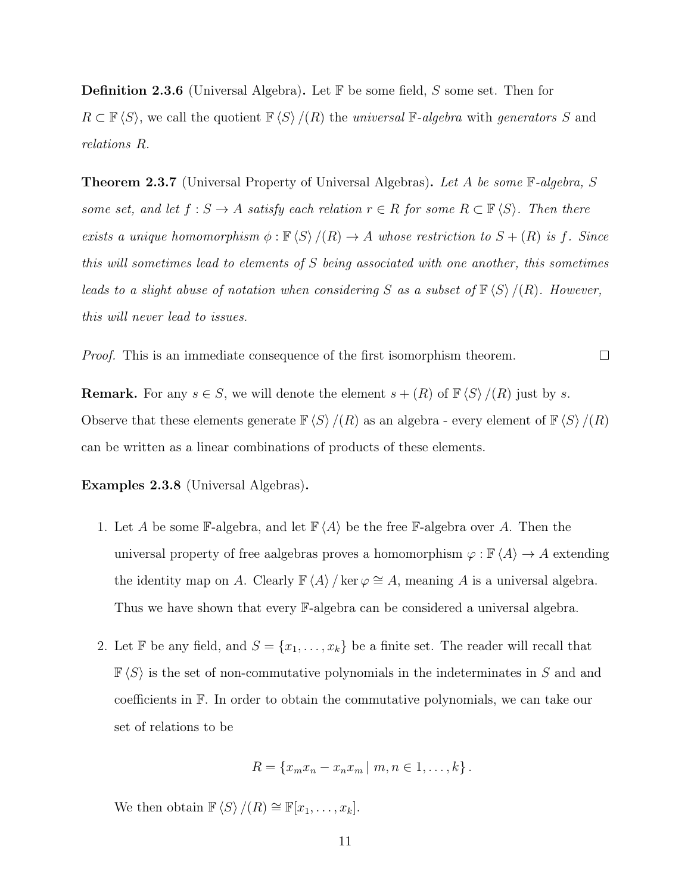**Definition 2.3.6** (Universal Algebra)**.** Let $\mathbb{F}$ be some field, $S$ some set. Then for $R \subset \mathbb{F}\langle S\rangle$, we call the quotient $\mathbb{F}\langle S\rangle/(R)$ the *universal* $\mathbb{F}$*-algebra* with *generators* $S$ and *relations* $R$.

**Theorem 2.3.7** (Universal Property of Universal Algebras)**.** *Let $A$ be some $\mathbb{F}$-algebra, $S$ some set, and let $f : S \to A$ satisfy each relation $r \in R$ for some $R \subset \mathbb{F}\langle S\rangle$. Then there exists a unique homomorphism $\phi : \mathbb{F}\langle S\rangle/(R) \to A$ whose restriction to $S + (R)$ is $f$. Since this will sometimes lead to elements of $S$ being associated with one another, this sometimes leads to a slight abuse of notation when considering $S$ as a subset of $\mathbb{F}\langle S\rangle/(R)$. However, this will never lead to issues.*

*Proof.* This is an immediate consequence of the first isomorphism theorem. □

**Remark.** For any $s \in S$, we will denote the element $s + (R)$ of $\mathbb{F}\langle S\rangle/(R)$ just by $s$. Observe that these elements generate $\mathbb{F}\langle S\rangle/(R)$ as an algebra - every element of $\mathbb{F}\langle S\rangle/(R)$ can be written as a linear combinations of products of these elements.

**Examples 2.3.8** (Universal Algebras)**.**

1. Let $A$ be some $\mathbb{F}$-algebra, and let $\mathbb{F}\langle A\rangle$ be the free $\mathbb{F}$-algebra over $A$. Then the universal property of free aalgebras proves a homomorphism $\varphi : \mathbb{F}\langle A\rangle \to A$ extending the identity map on $A$. Clearly $\mathbb{F}\langle A\rangle/\ker\varphi \cong A$, meaning $A$ is a universal algebra. Thus we have shown that every $\mathbb{F}$-algebra can be considered a universal algebra.

2. Let $\mathbb{F}$ be any field, and $S = \{x_1, \ldots, x_k\}$ be a finite set. The reader will recall that $\mathbb{F}\langle S\rangle$ is the set of non-commutative polynomials in the indeterminates in $S$ and and coefficients in $\mathbb{F}$. In order to obtain the commutative polynomials, we can take our set of relations to be

$$R = \{x_m x_n - x_n x_m \mid m, n \in 1, \ldots, k\}.$$

We then obtain $\mathbb{F}\langle S\rangle/(R) \cong \mathbb{F}[x_1, \ldots, x_k]$.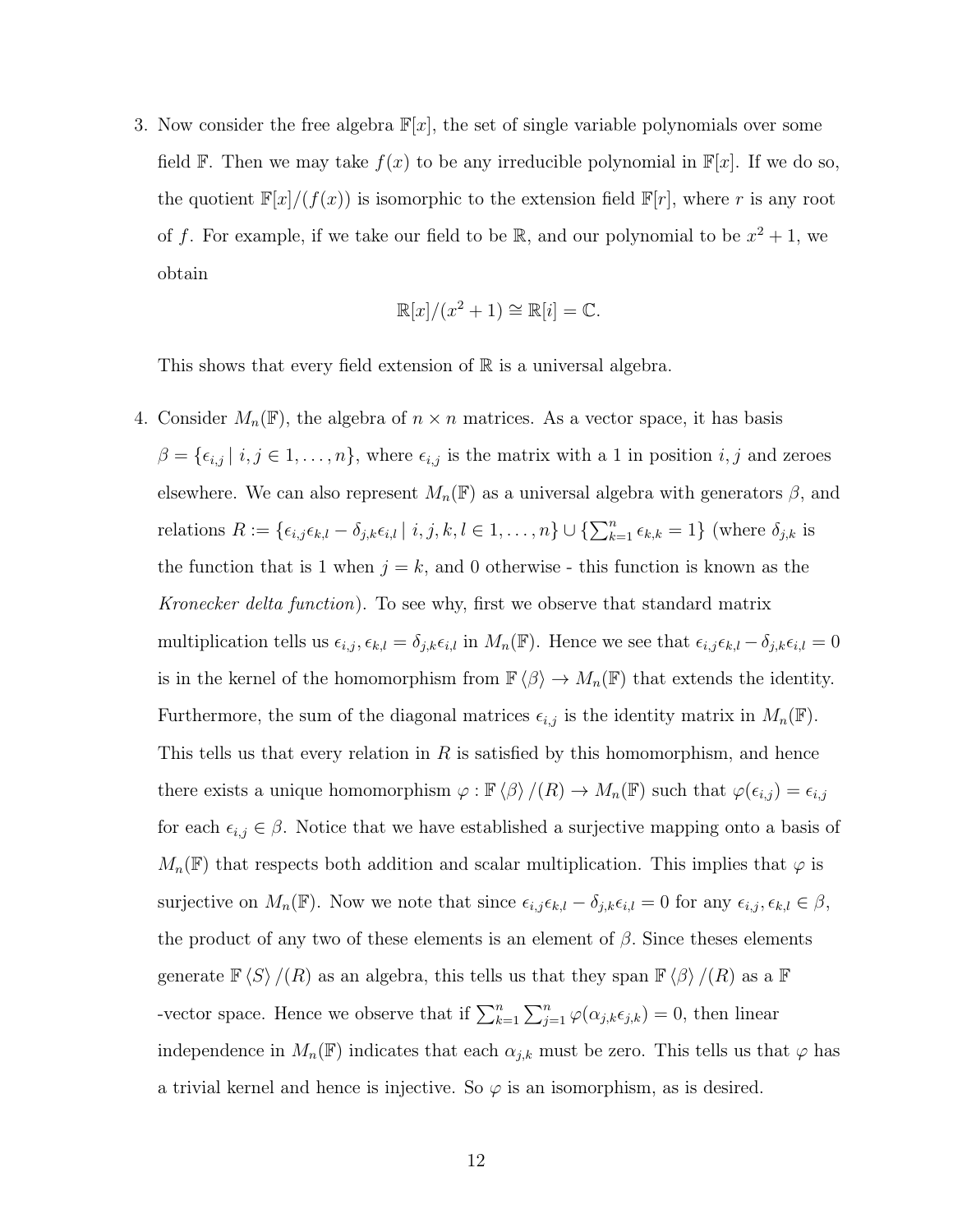3. Now consider the free algebra $\mathbb{F}[x]$, the set of single variable polynomials over some field $\mathbb{F}$. Then we may take $f(x)$ to be any irreducible polynomial in $\mathbb{F}[x]$. If we do so, the quotient $\mathbb{F}[x]/(f(x))$ is isomorphic to the extension field $\mathbb{F}[r]$, where $r$ is any root of $f$. For example, if we take our field to be $\mathbb{R}$, and our polynomial to be $x^2 + 1$, we obtain

   $$\mathbb{R}[x]/(x^2 + 1) \cong \mathbb{R}[i] = \mathbb{C}.$$

   This shows that every field extension of $\mathbb{R}$ is a universal algebra.

4. Consider $M_n(\mathbb{F})$, the algebra of $n \times n$ matrices. As a vector space, it has basis $\beta = \{\epsilon_{i,j} \mid i, j \in 1, \ldots, n\}$, where $\epsilon_{i,j}$ is the matrix with a 1 in position $i, j$ and zeroes elsewhere. We can also represent $M_n(\mathbb{F})$ as a universal algebra with generators $\beta$, and relations $R := \{\epsilon_{i,j}\epsilon_{k,l} - \delta_{j,k}\epsilon_{i,l} \mid i, j, k, l \in 1, \ldots, n\} \cup \{\sum_{k=1}^{n} \epsilon_{k,k} = 1\}$ (where $\delta_{j,k}$ is the function that is 1 when $j = k$, and 0 otherwise - this function is known as the *Kronecker delta function*). To see why, first we observe that standard matrix multiplication tells us $\epsilon_{i,j}, \epsilon_{k,l} = \delta_{j,k}\epsilon_{i,l}$ in $M_n(\mathbb{F})$. Hence we see that $\epsilon_{i,j}\epsilon_{k,l} - \delta_{j,k}\epsilon_{i,l} = 0$ is in the kernel of the homomorphism from $\mathbb{F}\langle\beta\rangle \to M_n(\mathbb{F})$ that extends the identity. Furthermore, the sum of the diagonal matrices $\epsilon_{i,j}$ is the identity matrix in $M_n(\mathbb{F})$. This tells us that every relation in $R$ is satisfied by this homomorphism, and hence there exists a unique homomorphism $\varphi : \mathbb{F}\langle\beta\rangle/(R) \to M_n(\mathbb{F})$ such that $\varphi(\epsilon_{i,j}) = \epsilon_{i,j}$ for each $\epsilon_{i,j} \in \beta$. Notice that we have established a surjective mapping onto a basis of $M_n(\mathbb{F})$ that respects both addition and scalar multiplication. This implies that $\varphi$ is surjective on $M_n(\mathbb{F})$. Now we note that since $\epsilon_{i,j}\epsilon_{k,l} - \delta_{j,k}\epsilon_{i,l} = 0$ for any $\epsilon_{i,j}, \epsilon_{k,l} \in \beta$, the product of any two of these elements is an element of $\beta$. Since theses elements generate $\mathbb{F}\langle S\rangle/(R)$ as an algebra, this tells us that they span $\mathbb{F}\langle\beta\rangle/(R)$ as a $\mathbb{F}$ -vector space. Hence we observe that if $\sum_{k=1}^{n}\sum_{j=1}^{n} \varphi(\alpha_{j,k}\epsilon_{j,k}) = 0$, then linear independence in $M_n(\mathbb{F})$ indicates that each $\alpha_{j,k}$ must be zero. This tells us that $\varphi$ has a trivial kernel and hence is injective. So $\varphi$ is an isomorphism, as is desired.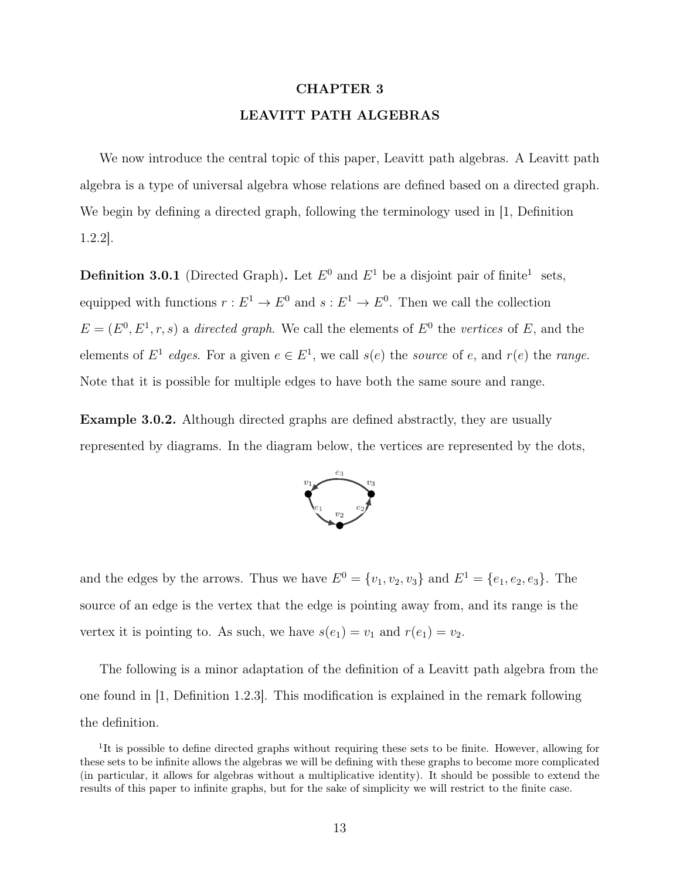# CHAPTER 3

# LEAVITT PATH ALGEBRAS

We now introduce the central topic of this paper, Leavitt path algebras. A Leavitt path algebra is a type of universal algebra whose relations are defined based on a directed graph. We begin by defining a directed graph, following the terminology used in [1, Definition 1.2.2].

**Definition 3.0.1** (Directed Graph)**.** Let $E^0$ and $E^1$ be a disjoint pair of finite[1] sets, equipped with functions $r : E^1 \to E^0$ and $s : E^1 \to E^0$. Then we call the collection $E = (E^0, E^1, r, s)$ a *directed graph*. We call the elements of $E^0$ the *vertices* of $E$, and the elements of $E^1$ *edges*. For a given $e \in E^1$, we call $s(e)$ the *source* of $e$, and $r(e)$ the *range*. Note that it is possible for multiple edges to have both the same soure and range.

**Example 3.0.2.** Although directed graphs are defined abstractly, they are usually represented by diagrams. In the diagram below, the vertices are represented by the dots,

and the edges by the arrows. Thus we have $E^0 = \{v_1, v_2, v_3\}$ and $E^1 = \{e_1, e_2, e_3\}$. The source of an edge is the vertex that the edge is pointing away from, and its range is the vertex it is pointing to. As such, we have $s(e_1) = v_1$ and $r(e_1) = v_2$.

The following is a minor adaptation of the definition of a Leavitt path algebra from the one found in [1, Definition 1.2.3]. This modification is explained in the remark following the definition.

[1] It is possible to define directed graphs without requiring these sets to be finite. However, allowing for these sets to be infinite allows the algebras we will be defining with these graphs to become more complicated (in particular, it allows for algebras without a multiplicative identity). It should be possible to extend the results of this paper to infinite graphs, but for the sake of simplicity we will restrict to the finite case.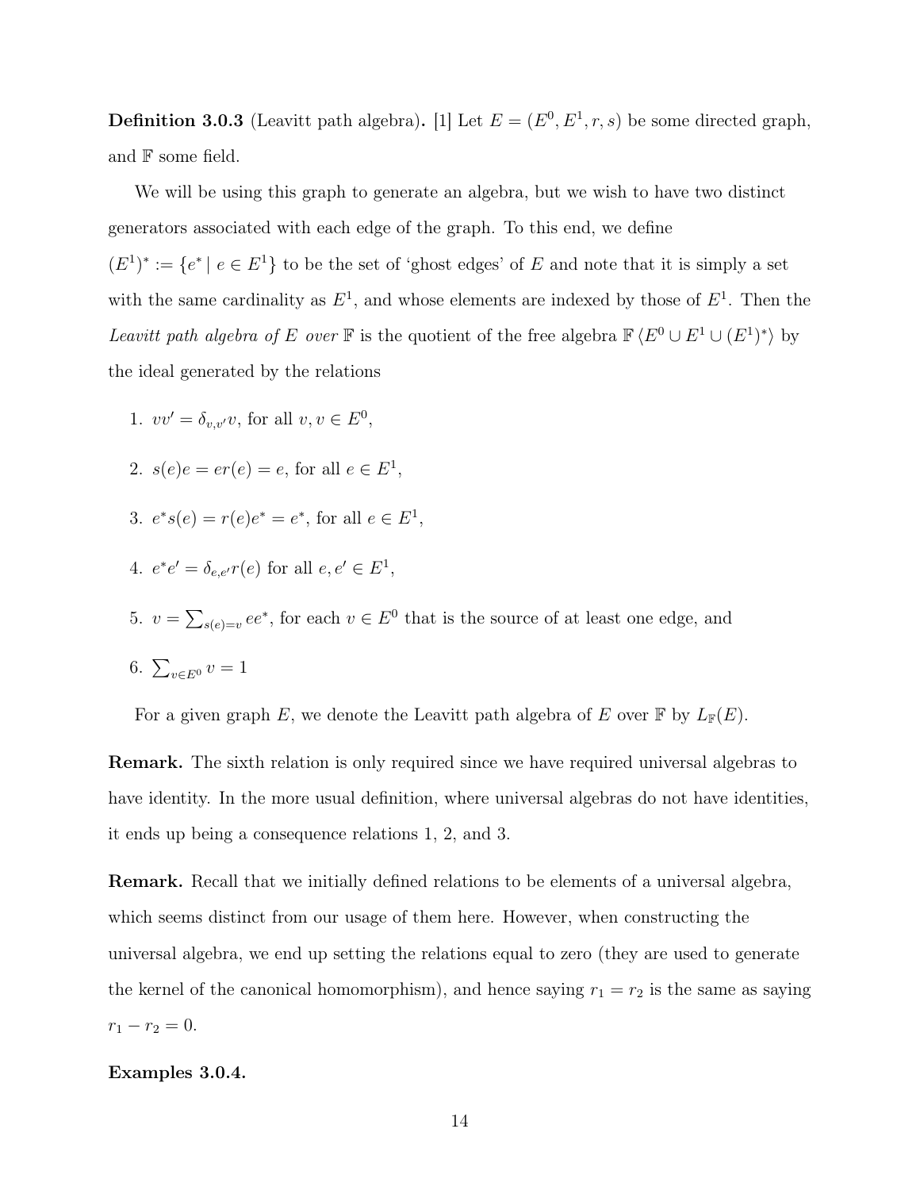**Definition 3.0.3** (Leavitt path algebra)**.** [1] Let $E = (E^0, E^1, r, s)$ be some directed graph, and $\mathbb{F}$ some field.

We will be using this graph to generate an algebra, but we wish to have two distinct generators associated with each edge of the graph. To this end, we define $(E^1)^* := \{e^* \mid e \in E^1\}$ to be the set of 'ghost edges' of $E$ and note that it is simply a set with the same cardinality as $E^1$, and whose elements are indexed by those of $E^1$. Then the *Leavitt path algebra of $E$ over $\mathbb{F}$* is the quotient of the free algebra $\mathbb{F}\langle E^0 \cup E^1 \cup (E^1)^* \rangle$ by the ideal generated by the relations

1. $vv' = \delta_{v,v'}v$, for all $v, v \in E^0$,
2. $s(e)e = er(e) = e$, for all $e \in E^1$,
3. $e^*s(e) = r(e)e^* = e^*$, for all $e \in E^1$,
4. $e^*e' = \delta_{e,e'}r(e)$ for all $e, e' \in E^1$,
5. $v = \sum_{s(e)=v} ee^*$, for each $v \in E^0$ that is the source of at least one edge, and
6. $\sum_{v \in E^0} v = 1$

For a given graph $E$, we denote the Leavitt path algebra of $E$ over $\mathbb{F}$ by $L_{\mathbb{F}}(E)$.

**Remark.** The sixth relation is only required since we have required universal algebras to have identity. In the more usual definition, where universal algebras do not have identities, it ends up being a consequence relations 1, 2, and 3.

**Remark.** Recall that we initially defined relations to be elements of a universal algebra, which seems distinct from our usage of them here. However, when constructing the universal algebra, we end up setting the relations equal to zero (they are used to generate the kernel of the canonical homomorphism), and hence saying $r_1 = r_2$ is the same as saying $r_1 - r_2 = 0$.

**Examples 3.0.4.**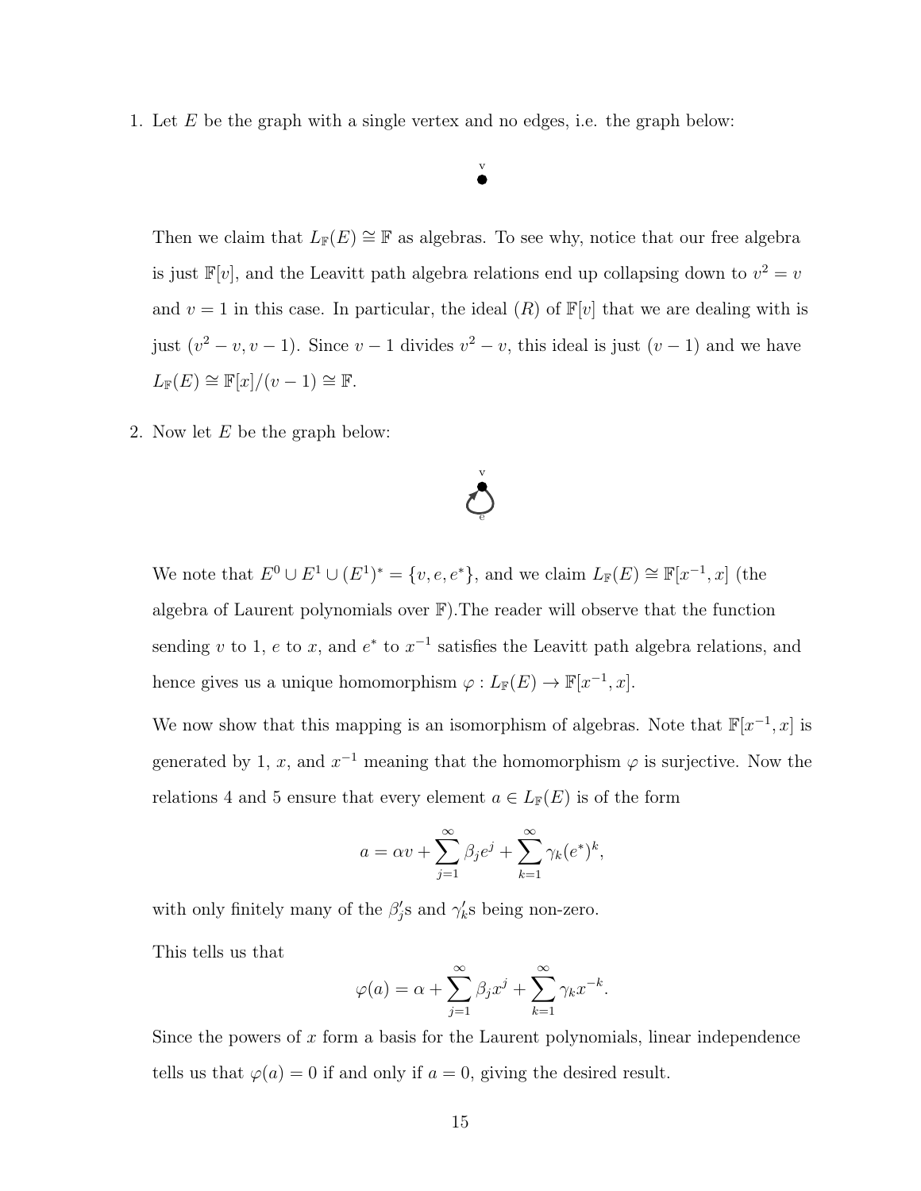1. Let $E$ be the graph with a single vertex and no edges, i.e. the graph below:

   Then we claim that $L_{\mathbb{F}}(E) \cong \mathbb{F}$ as algebras. To see why, notice that our free algebra is just $\mathbb{F}[v]$, and the Leavitt path algebra relations end up collapsing down to $v^2 = v$ and $v = 1$ in this case. In particular, the ideal $(R)$ of $\mathbb{F}[v]$ that we are dealing with is just $(v^2 - v, v - 1)$. Since $v - 1$ divides $v^2 - v$, this ideal is just $(v - 1)$ and we have $L_{\mathbb{F}}(E) \cong \mathbb{F}[x]/(v - 1) \cong \mathbb{F}$.

2. Now let $E$ be the graph below:

   We note that $E^0 \cup E^1 \cup (E^1)^* = \{v, e, e^*\}$, and we claim $L_{\mathbb{F}}(E) \cong \mathbb{F}[x^{-1}, x]$ (the algebra of Laurent polynomials over $\mathbb{F}$).The reader will observe that the function sending $v$ to 1, $e$ to $x$, and $e^*$ to $x^{-1}$ satisfies the Leavitt path algebra relations, and hence gives us a unique homomorphism $\varphi : L_{\mathbb{F}}(E) \to \mathbb{F}[x^{-1}, x]$.

   We now show that this mapping is an isomorphism of algebras. Note that $\mathbb{F}[x^{-1}, x]$ is generated by 1, $x$, and $x^{-1}$ meaning that the homomorphism $\varphi$ is surjective. Now the relations 4 and 5 ensure that every element $a \in L_{\mathbb{F}}(E)$ is of the form

   $$a = \alpha v + \sum_{j=1}^{\infty} \beta_j e^j + \sum_{k=1}^{\infty} \gamma_k (e^*)^k,$$

   with only finitely many of the $\beta_j'$s and $\gamma_k'$s being non-zero.

   This tells us that

   $$\varphi(a) = \alpha + \sum_{j=1}^{\infty} \beta_j x^j + \sum_{k=1}^{\infty} \gamma_k x^{-k}.$$

   Since the powers of $x$ form a basis for the Laurent polynomials, linear independence tells us that $\varphi(a) = 0$ if and only if $a = 0$, giving the desired result.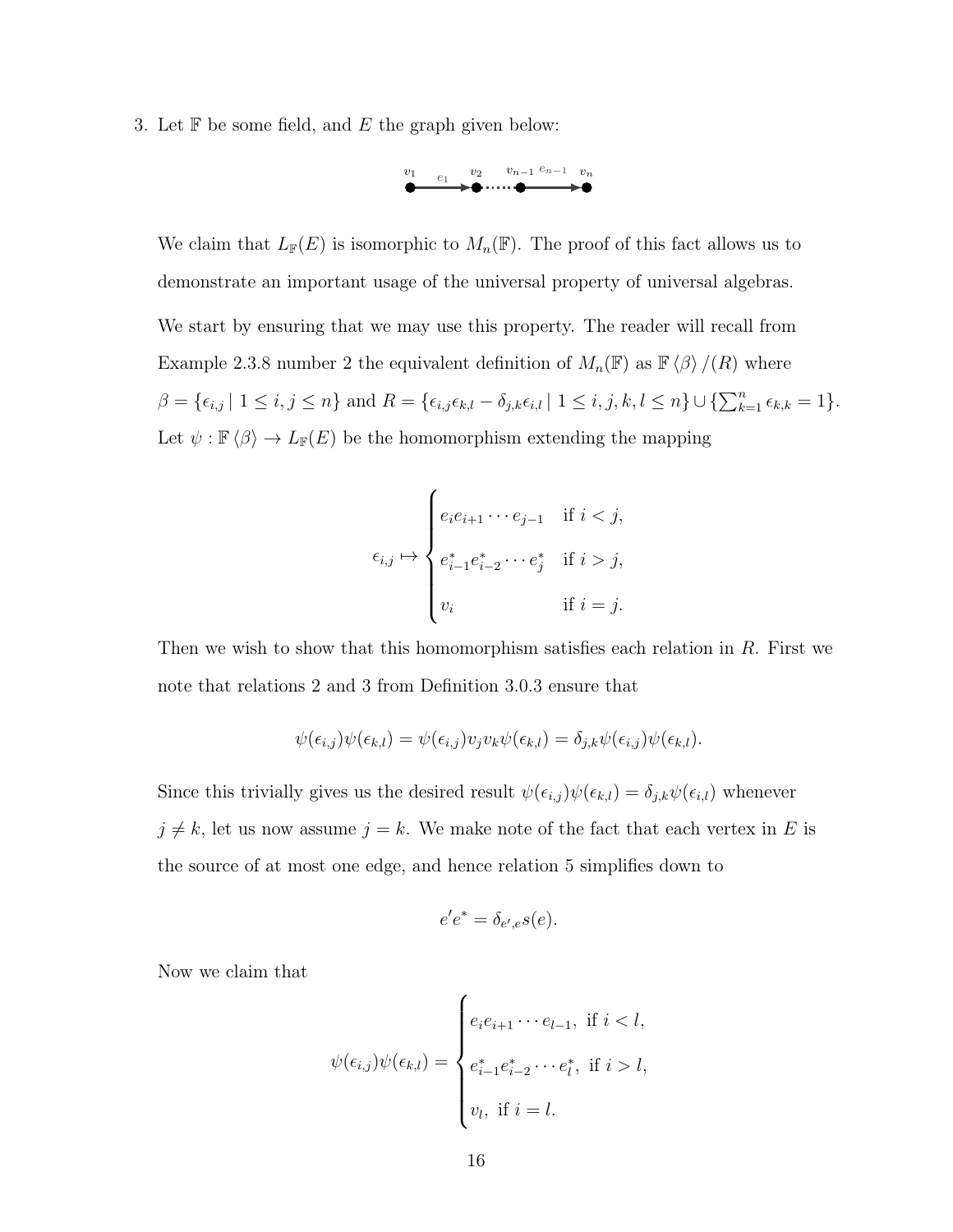3. Let $\mathbb{F}$ be some field, and $E$ the graph given below:

$$v_1 \xrightarrow{e_1} v_2 \cdots\cdots v_{n-1} \xrightarrow{e_{n-1}} v_n$$

We claim that $L_{\mathbb{F}}(E)$ is isomorphic to $M_n(\mathbb{F})$. The proof of this fact allows us to demonstrate an important usage of the universal property of universal algebras.

We start by ensuring that we may use this property. The reader will recall from Example 2.3.8 number 2 the equivalent definition of $M_n(\mathbb{F})$ as $\mathbb{F}\langle\beta\rangle/(R)$ where $\beta = \{\epsilon_{i,j} \mid 1 \leq i,j \leq n\}$ and $R = \{\epsilon_{i,j}\epsilon_{k,l} - \delta_{j,k}\epsilon_{i,l} \mid 1 \leq i,j,k,l \leq n\} \cup \{\sum_{k=1}^{n} \epsilon_{k,k} = 1\}$. Let $\psi : \mathbb{F}\langle\beta\rangle \to L_{\mathbb{F}}(E)$ be the homomorphism extending the mapping

$$\epsilon_{i,j} \mapsto \begin{cases} e_i e_{i+1} \cdots e_{j-1} & \text{if } i < j, \\ e_{i-1}^* e_{i-2}^* \cdots e_j^* & \text{if } i > j, \\ v_i & \text{if } i = j. \end{cases}$$

Then we wish to show that this homomorphism satisfies each relation in $R$. First we note that relations 2 and 3 from Definition 3.0.3 ensure that

$$\psi(\epsilon_{i,j})\psi(\epsilon_{k,l}) = \psi(\epsilon_{i,j})v_j v_k \psi(\epsilon_{k,l}) = \delta_{j,k}\psi(\epsilon_{i,j})\psi(\epsilon_{k,l}).$$

Since this trivially gives us the desired result $\psi(\epsilon_{i,j})\psi(\epsilon_{k,l}) = \delta_{j,k}\psi(\epsilon_{i,l})$ whenever $j \neq k$, let us now assume $j = k$. We make note of the fact that each vertex in $E$ is the source of at most one edge, and hence relation 5 simplifies down to

$$e'e^* = \delta_{e',e}s(e).$$

Now we claim that

$$\psi(\epsilon_{i,j})\psi(\epsilon_{k,l}) = \begin{cases} e_i e_{i+1} \cdots e_{l-1}, \text{ if } i < l, \\ e_{i-1}^* e_{i-2}^* \cdots e_l^*, \text{ if } i > l, \\ v_l, \text{ if } i = l. \end{cases}$$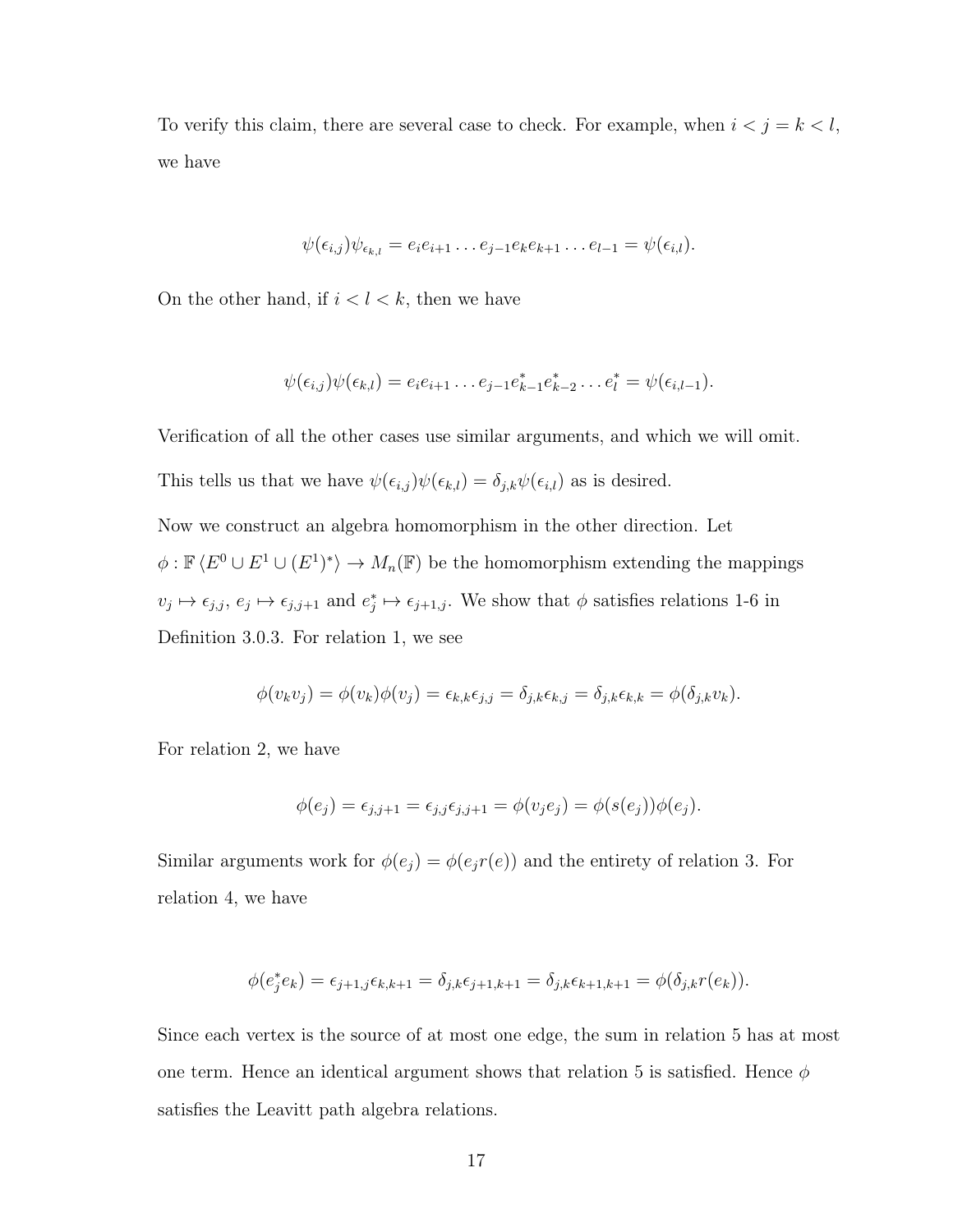To verify this claim, there are several case to check. For example, when $i < j = k < l$, we have

$$\psi(\epsilon_{i,j})\psi_{\epsilon_{k,l}} = e_i e_{i+1} \dots e_{j-1} e_k e_{k+1} \dots e_{l-1} = \psi(\epsilon_{i,l}).$$

On the other hand, if $i < l < k$, then we have

$$\psi(\epsilon_{i,j})\psi(\epsilon_{k,l}) = e_i e_{i+1} \dots e_{j-1} e^*_{k-1} e^*_{k-2} \dots e^*_l = \psi(\epsilon_{i,l-1}).$$

Verification of all the other cases use similar arguments, and which we will omit. This tells us that we have $\psi(\epsilon_{i,j})\psi(\epsilon_{k,l}) = \delta_{j,k}\psi(\epsilon_{i,l})$ as is desired.

Now we construct an algebra homomorphism in the other direction. Let $\phi : \mathbb{F}\langle E^0 \cup E^1 \cup (E^1)^* \rangle \to M_n(\mathbb{F})$ be the homomorphism extending the mappings $v_j \mapsto \epsilon_{j,j}$, $e_j \mapsto \epsilon_{j,j+1}$ and $e^*_j \mapsto \epsilon_{j+1,j}$. We show that $\phi$ satisfies relations 1-6 in Definition 3.0.3. For relation 1, we see

$$\phi(v_k v_j) = \phi(v_k)\phi(v_j) = \epsilon_{k,k}\epsilon_{j,j} = \delta_{j,k}\epsilon_{k,j} = \delta_{j,k}\epsilon_{k,k} = \phi(\delta_{j,k}v_k).$$

For relation 2, we have

$$\phi(e_j) = \epsilon_{j,j+1} = \epsilon_{j,j}\epsilon_{j,j+1} = \phi(v_j e_j) = \phi(s(e_j))\phi(e_j).$$

Similar arguments work for $\phi(e_j) = \phi(e_j r(e))$ and the entirety of relation 3. For relation 4, we have

$$\phi(e^*_j e_k) = \epsilon_{j+1,j}\epsilon_{k,k+1} = \delta_{j,k}\epsilon_{j+1,k+1} = \delta_{j,k}\epsilon_{k+1,k+1} = \phi(\delta_{j,k}r(e_k)).$$

Since each vertex is the source of at most one edge, the sum in relation 5 has at most one term. Hence an identical argument shows that relation 5 is satisfied. Hence $\phi$ satisfies the Leavitt path algebra relations.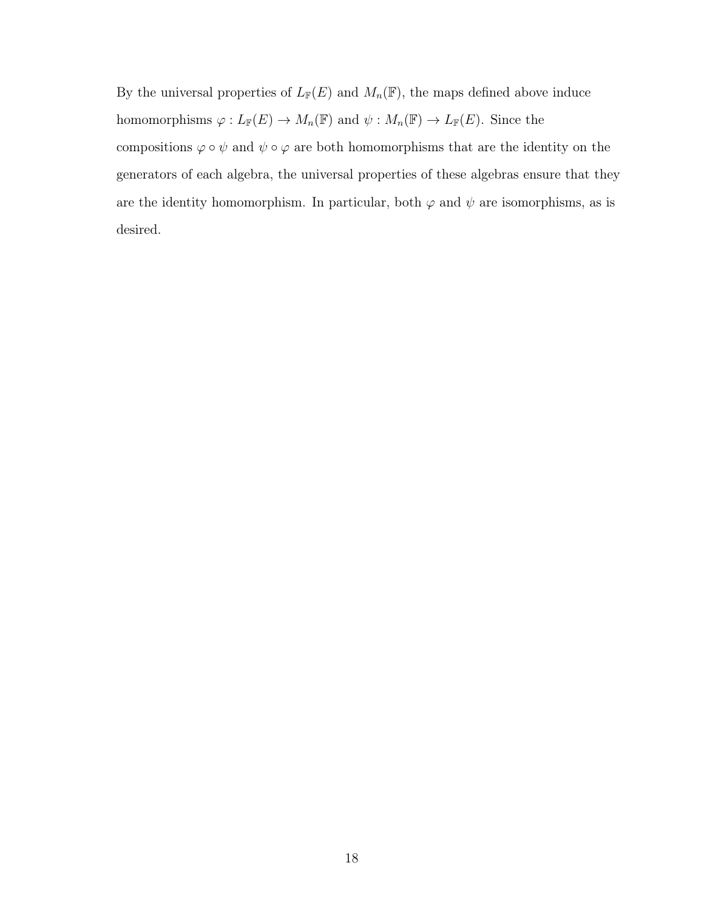By the universal properties of $L_{\mathbb{F}}(E)$ and $M_n(\mathbb{F})$, the maps defined above induce homomorphisms $\varphi : L_{\mathbb{F}}(E) \to M_n(\mathbb{F})$ and $\psi : M_n(\mathbb{F}) \to L_{\mathbb{F}}(E)$. Since the compositions $\varphi \circ \psi$ and $\psi \circ \varphi$ are both homomorphisms that are the identity on the generators of each algebra, the universal properties of these algebras ensure that they are the identity homomorphism. In particular, both $\varphi$ and $\psi$ are isomorphisms, as is desired.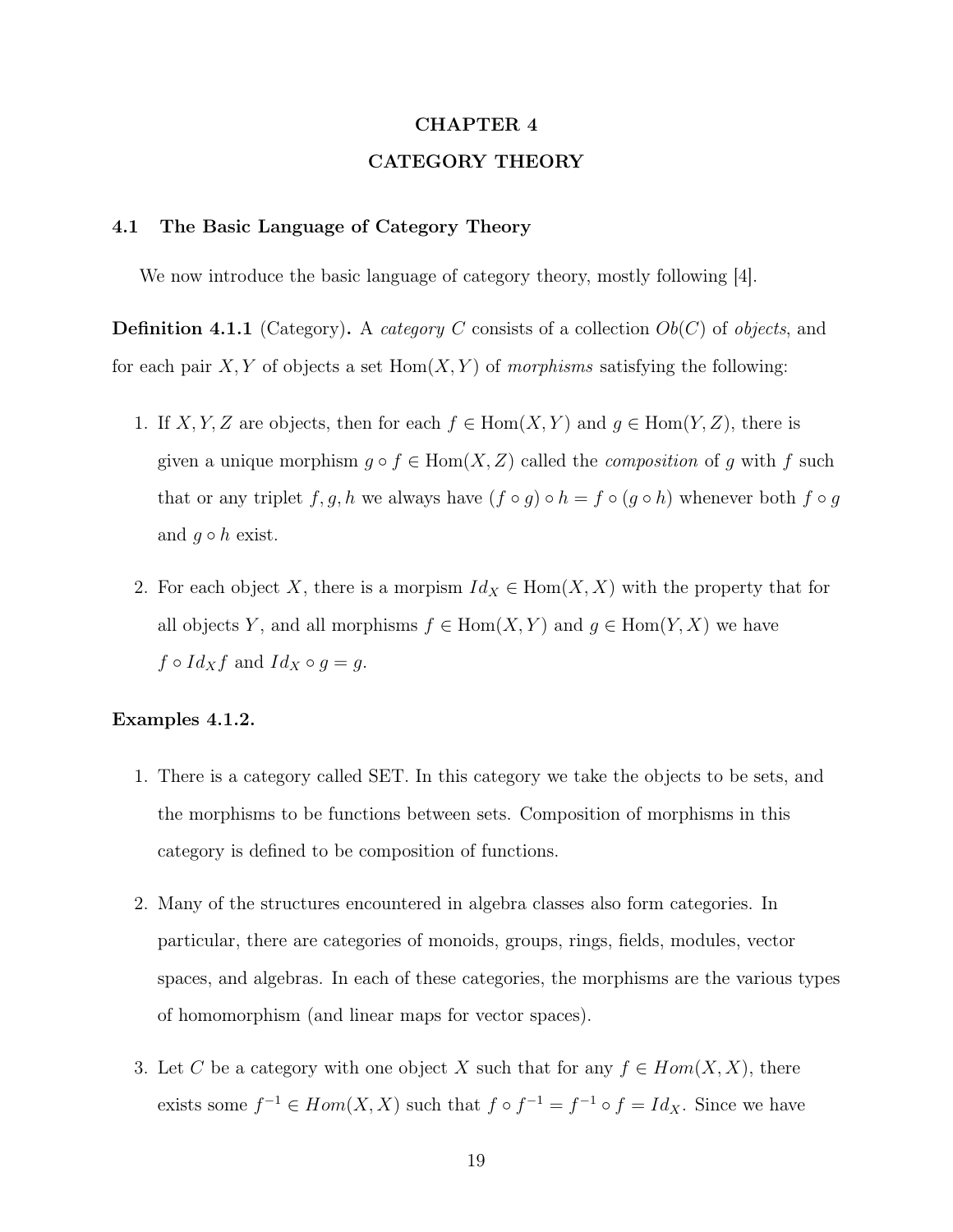# CHAPTER 4
# CATEGORY THEORY

## 4.1 The Basic Language of Category Theory

We now introduce the basic language of category theory, mostly following [4].

**Definition 4.1.1** (Category)**.** A *category* $C$ consists of a collection $Ob(C)$ of *objects*, and for each pair $X, Y$ of objects a set $\text{Hom}(X, Y)$ of *morphisms* satisfying the following:

1. If $X, Y, Z$ are objects, then for each $f \in \text{Hom}(X, Y)$ and $g \in \text{Hom}(Y, Z)$, there is given a unique morphism $g \circ f \in \text{Hom}(X, Z)$ called the *composition* of $g$ with $f$ such that or any triplet $f, g, h$ we always have $(f \circ g) \circ h = f \circ (g \circ h)$ whenever both $f \circ g$ and $g \circ h$ exist.

2. For each object $X$, there is a morpism $Id_X \in \text{Hom}(X, X)$ with the property that for all objects $Y$, and all morphisms $f \in \text{Hom}(X, Y)$ and $g \in \text{Hom}(Y, X)$ we have $f \circ Id_X f$ and $Id_X \circ g = g$.

**Examples 4.1.2.**

1. There is a category called SET. In this category we take the objects to be sets, and the morphisms to be functions between sets. Composition of morphisms in this category is defined to be composition of functions.

2. Many of the structures encountered in algebra classes also form categories. In particular, there are categories of monoids, groups, rings, fields, modules, vector spaces, and algebras. In each of these categories, the morphisms are the various types of homomorphism (and linear maps for vector spaces).

3. Let $C$ be a category with one object $X$ such that for any $f \in Hom(X, X)$, there exists some $f^{-1} \in Hom(X, X)$ such that $f \circ f^{-1} = f^{-1} \circ f = Id_X$. Since we have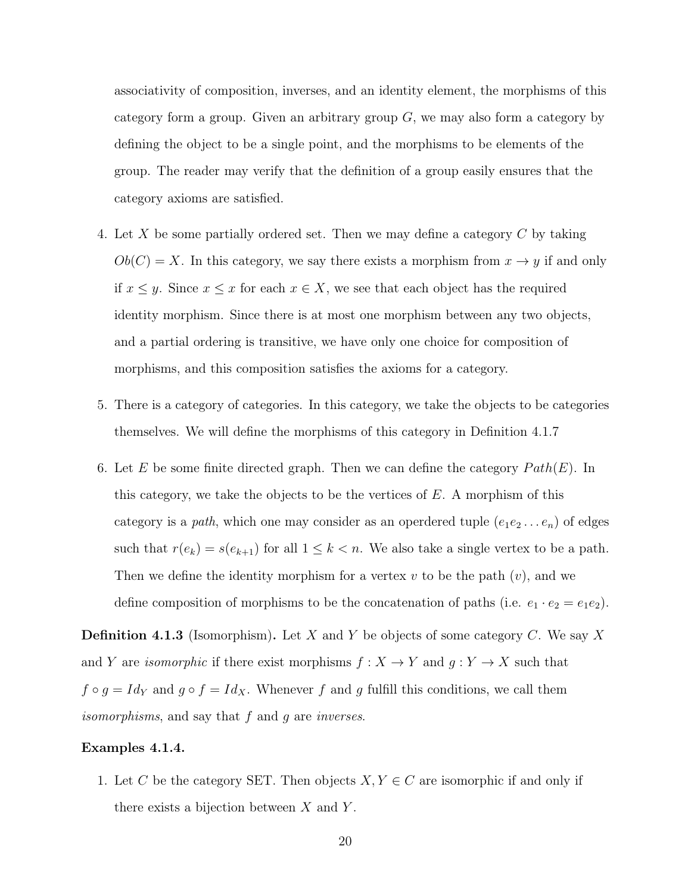associativity of composition, inverses, and an identity element, the morphisms of this category form a group. Given an arbitrary group $G$, we may also form a category by defining the object to be a single point, and the morphisms to be elements of the group. The reader may verify that the definition of a group easily ensures that the category axioms are satisfied.

4. Let $X$ be some partially ordered set. Then we may define a category $C$ by taking $Ob(C) = X$. In this category, we say there exists a morphism from $x \to y$ if and only if $x \leq y$. Since $x \leq x$ for each $x \in X$, we see that each object has the required identity morphism. Since there is at most one morphism between any two objects, and a partial ordering is transitive, we have only one choice for composition of morphisms, and this composition satisfies the axioms for a category.

5. There is a category of categories. In this category, we take the objects to be categories themselves. We will define the morphisms of this category in Definition 4.1.7

6. Let $E$ be some finite directed graph. Then we can define the category $Path(E)$. In this category, we take the objects to be the vertices of $E$. A morphism of this category is a *path*, which one may consider as an operdered tuple $(e_1 e_2 \ldots e_n)$ of edges such that $r(e_k) = s(e_{k+1})$ for all $1 \leq k < n$. We also take a single vertex to be a path. Then we define the identity morphism for a vertex $v$ to be the path $(v)$, and we define composition of morphisms to be the concatenation of paths (i.e. $e_1 \cdot e_2 = e_1 e_2$).

**Definition 4.1.3** (Isomorphism)**.** Let $X$ and $Y$ be objects of some category $C$. We say $X$ and $Y$ are *isomorphic* if there exist morphisms $f : X \to Y$ and $g : Y \to X$ such that $f \circ g = Id_Y$ and $g \circ f = Id_X$. Whenever $f$ and $g$ fulfill this conditions, we call them *isomorphisms*, and say that $f$ and $g$ are *inverses*.

**Examples 4.1.4.**

1. Let $C$ be the category SET. Then objects $X, Y \in C$ are isomorphic if and only if there exists a bijection between $X$ and $Y$.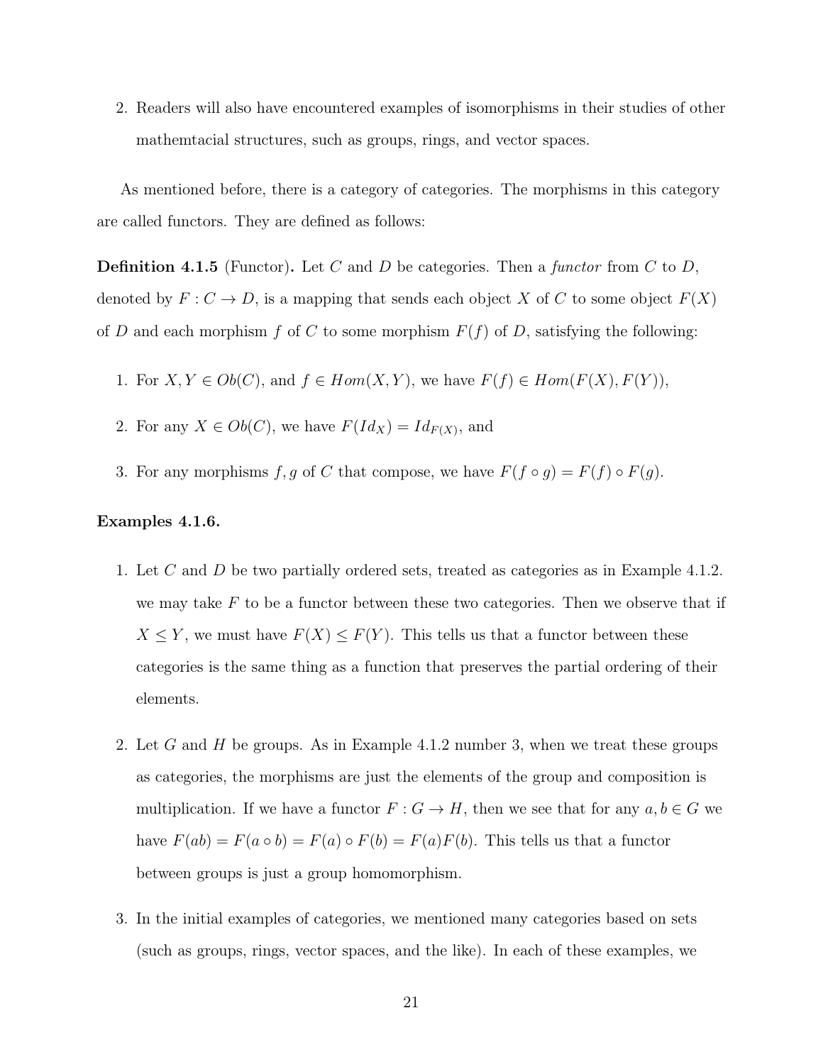2. Readers will also have encountered examples of isomorphisms in their studies of other mathemtacial structures, such as groups, rings, and vector spaces.

As mentioned before, there is a category of categories. The morphisms in this category are called functors. They are defined as follows:

**Definition 4.1.5** (Functor)**.** Let $C$ and $D$ be categories. Then a *functor* from $C$ to $D$, denoted by $F : C \to D$, is a mapping that sends each object $X$ of $C$ to some object $F(X)$ of $D$ and each morphism $f$ of $C$ to some morphism $F(f)$ of $D$, satisfying the following:

1. For $X, Y \in Ob(C)$, and $f \in Hom(X, Y)$, we have $F(f) \in Hom(F(X), F(Y))$,
2. For any $X \in Ob(C)$, we have $F(Id_X) = Id_{F(X)}$, and
3. For any morphisms $f, g$ of $C$ that compose, we have $F(f \circ g) = F(f) \circ F(g)$.

**Examples 4.1.6.**

1. Let $C$ and $D$ be two partially ordered sets, treated as categories as in Example 4.1.2. we may take $F$ to be a functor between these two categories. Then we observe that if $X \leq Y$, we must have $F(X) \leq F(Y)$. This tells us that a functor between these categories is the same thing as a function that preserves the partial ordering of their elements.
2. Let $G$ and $H$ be groups. As in Example 4.1.2 number 3, when we treat these groups as categories, the morphisms are just the elements of the group and composition is multiplication. If we have a functor $F : G \to H$, then we see that for any $a, b \in G$ we have $F(ab) = F(a \circ b) = F(a) \circ F(b) = F(a)F(b)$. This tells us that a functor between groups is just a group homomorphism.
3. In the initial examples of categories, we mentioned many categories based on sets (such as groups, rings, vector spaces, and the like). In each of these examples, we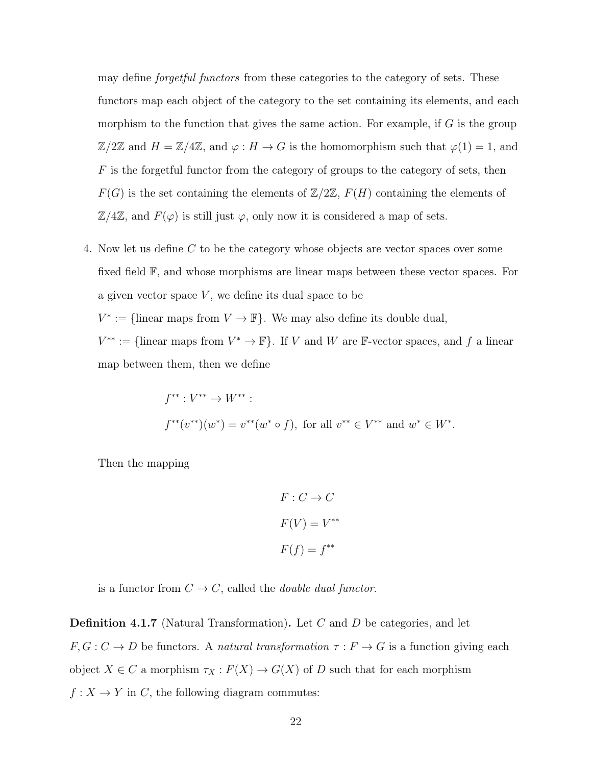may define *forgetful functors* from these categories to the category of sets. These functors map each object of the category to the set containing its elements, and each morphism to the function that gives the same action. For example, if $G$ is the group $\mathbb{Z}/2\mathbb{Z}$ and $H = \mathbb{Z}/4\mathbb{Z}$, and $\varphi : H \to G$ is the homomorphism such that $\varphi(1) = 1$, and $F$ is the forgetful functor from the category of groups to the category of sets, then $F(G)$ is the set containing the elements of $\mathbb{Z}/2\mathbb{Z}$, $F(H)$ containing the elements of $\mathbb{Z}/4\mathbb{Z}$, and $F(\varphi)$ is still just $\varphi$, only now it is considered a map of sets.

4. Now let us define $C$ to be the category whose objects are vector spaces over some fixed field $\mathbb{F}$, and whose morphisms are linear maps between these vector spaces. For a given vector space $V$, we define its dual space to be $V^* := \{\text{linear maps from } V \to \mathbb{F}\}$. We may also define its double dual, $V^{**} := \{\text{linear maps from } V^* \to \mathbb{F}\}$. If $V$ and $W$ are $\mathbb{F}$-vector spaces, and $f$ a linear map between them, then we define

   $$f^{**} : V^{**} \to W^{**} :$$
   $$f^{**}(v^{**})(w^*) = v^{**}(w^* \circ f), \text{ for all } v^{**} \in V^{**} \text{ and } w^* \in W^*.$$

   Then the mapping

   $$F : C \to C$$
   $$F(V) = V^{**}$$
   $$F(f) = f^{**}$$

   is a functor from $C \to C$, called the *double dual functor*.

**Definition 4.1.7** (Natural Transformation)**.** Let $C$ and $D$ be categories, and let $F, G : C \to D$ be functors. A *natural transformation* $\tau : F \to G$ is a function giving each object $X \in C$ a morphism $\tau_X : F(X) \to G(X)$ of $D$ such that for each morphism $f : X \to Y$ in $C$, the following diagram commutes: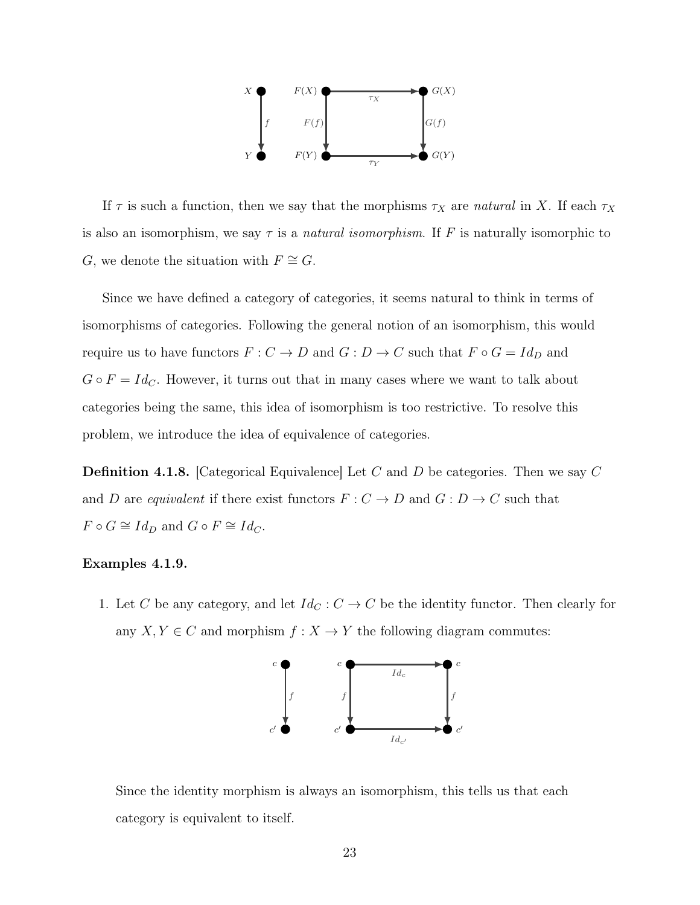If $\tau$ is such a function, then we say that the morphisms $\tau_X$ are *natural* in $X$. If each $\tau_X$ is also an isomorphism, we say $\tau$ is a *natural isomorphism*. If $F$ is naturally isomorphic to $G$, we denote the situation with $F \cong G$.

Since we have defined a category of categories, it seems natural to think in terms of isomorphisms of categories. Following the general notion of an isomorphism, this would require us to have functors $F : C \to D$ and $G : D \to C$ such that $F \circ G = Id_D$ and $G \circ F = Id_C$. However, it turns out that in many cases where we want to talk about categories being the same, this idea of isomorphism is too restrictive. To resolve this problem, we introduce the idea of equivalence of categories.

**Definition 4.1.8.** [Categorical Equivalence] Let $C$ and $D$ be categories. Then we say $C$ and $D$ are *equivalent* if there exist functors $F : C \to D$ and $G : D \to C$ such that $F \circ G \cong Id_D$ and $G \circ F \cong Id_C$.

**Examples 4.1.9.**

1. Let $C$ be any category, and let $Id_C : C \to C$ be the identity functor. Then clearly for any $X, Y \in C$ and morphism $f : X \to Y$ the following diagram commutes:

   Since the identity morphism is always an isomorphism, this tells us that each category is equivalent to itself.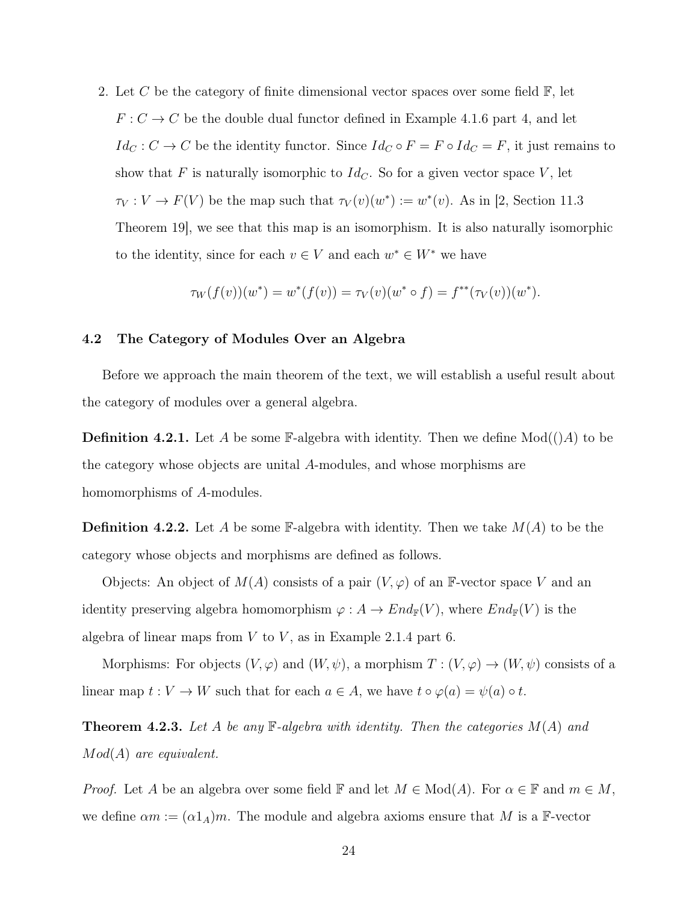2. Let $C$ be the category of finite dimensional vector spaces over some field $\mathbb{F}$, let $F : C \to C$ be the double dual functor defined in Example 4.1.6 part 4, and let $Id_C : C \to C$ be the identity functor. Since $Id_C \circ F = F \circ Id_C = F$, it just remains to show that $F$ is naturally isomorphic to $Id_C$. So for a given vector space $V$, let $\tau_V : V \to F(V)$ be the map such that $\tau_V(v)(w^*) := w^*(v)$. As in [2, Section 11.3 Theorem 19], we see that this map is an isomorphism. It is also naturally isomorphic to the identity, since for each $v \in V$ and each $w^* \in W^*$ we have

$$\tau_W(f(v))(w^*) = w^*(f(v)) = \tau_V(v)(w^* \circ f) = f^{**}(\tau_V(v))(w^*).$$

### 4.2 The Category of Modules Over an Algebra

Before we approach the main theorem of the text, we will establish a useful result about the category of modules over a general algebra.

**Definition 4.2.1.** Let $A$ be some $\mathbb{F}$-algebra with identity. Then we define Mod$(()A)$ to be the category whose objects are unital $A$-modules, and whose morphisms are homomorphisms of $A$-modules.

**Definition 4.2.2.** Let $A$ be some $\mathbb{F}$-algebra with identity. Then we take $M(A)$ to be the category whose objects and morphisms are defined as follows.

Objects: An object of $M(A)$ consists of a pair $(V, \varphi)$ of an $\mathbb{F}$-vector space $V$ and an identity preserving algebra homomorphism $\varphi : A \to End_{\mathbb{F}}(V)$, where $End_{\mathbb{F}}(V)$ is the algebra of linear maps from $V$ to $V$, as in Example 2.1.4 part 6.

Morphisms: For objects $(V, \varphi)$ and $(W, \psi)$, a morphism $T : (V, \varphi) \to (W, \psi)$ consists of a linear map $t : V \to W$ such that for each $a \in A$, we have $t \circ \varphi(a) = \psi(a) \circ t$.

**Theorem 4.2.3.** *Let $A$ be any $\mathbb{F}$-algebra with identity. Then the categories $M(A)$ and $Mod(A)$ are equivalent.*

*Proof.* Let $A$ be an algebra over some field $\mathbb{F}$ and let $M \in \text{Mod}(A)$. For $\alpha \in \mathbb{F}$ and $m \in M$, we define $\alpha m := (\alpha 1_A)m$. The module and algebra axioms ensure that $M$ is a $\mathbb{F}$-vector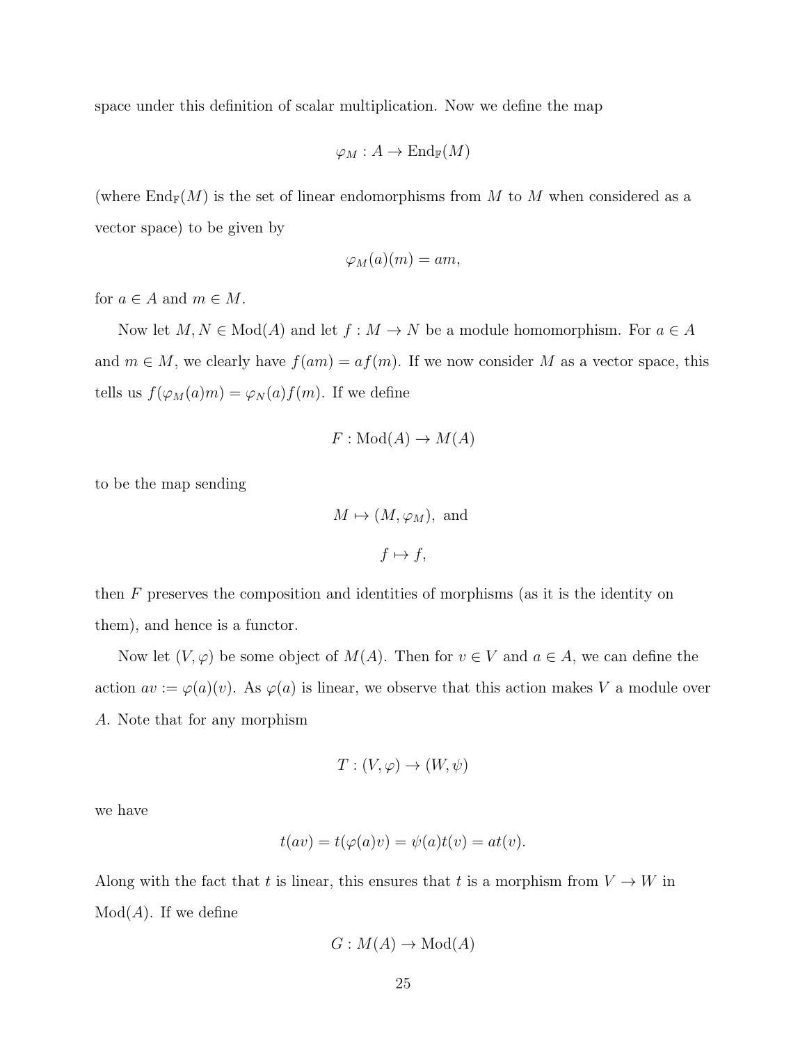space under this definition of scalar multiplication. Now we define the map

$$\varphi_M : A \to \operatorname{End}_{\mathbb{F}}(M)$$

(where $\operatorname{End}_{\mathbb{F}}(M)$ is the set of linear endomorphisms from $M$ to $M$ when considered as a vector space) to be given by

$$\varphi_M(a)(m) = am,$$

for $a \in A$ and $m \in M$.

Now let $M, N \in \operatorname{Mod}(A)$ and let $f : M \to N$ be a module homomorphism. For $a \in A$ and $m \in M$, we clearly have $f(am) = af(m)$. If we now consider $M$ as a vector space, this tells us $f(\varphi_M(a)m) = \varphi_N(a)f(m)$. If we define

$$F : \operatorname{Mod}(A) \to M(A)$$

to be the map sending

$$M \mapsto (M, \varphi_M), \text{ and}$$

$$f \mapsto f,$$

then $F$ preserves the composition and identities of morphisms (as it is the identity on them), and hence is a functor.

Now let $(V, \varphi)$ be some object of $M(A)$. Then for $v \in V$ and $a \in A$, we can define the action $av := \varphi(a)(v)$. As $\varphi(a)$ is linear, we observe that this action makes $V$ a module over $A$. Note that for any morphism

$$T : (V, \varphi) \to (W, \psi)$$

we have

$$t(av) = t(\varphi(a)v) = \psi(a)t(v) = at(v).$$

Along with the fact that $t$ is linear, this ensures that $t$ is a morphism from $V \to W$ in $\operatorname{Mod}(A)$. If we define

$$G : M(A) \to \operatorname{Mod}(A)$$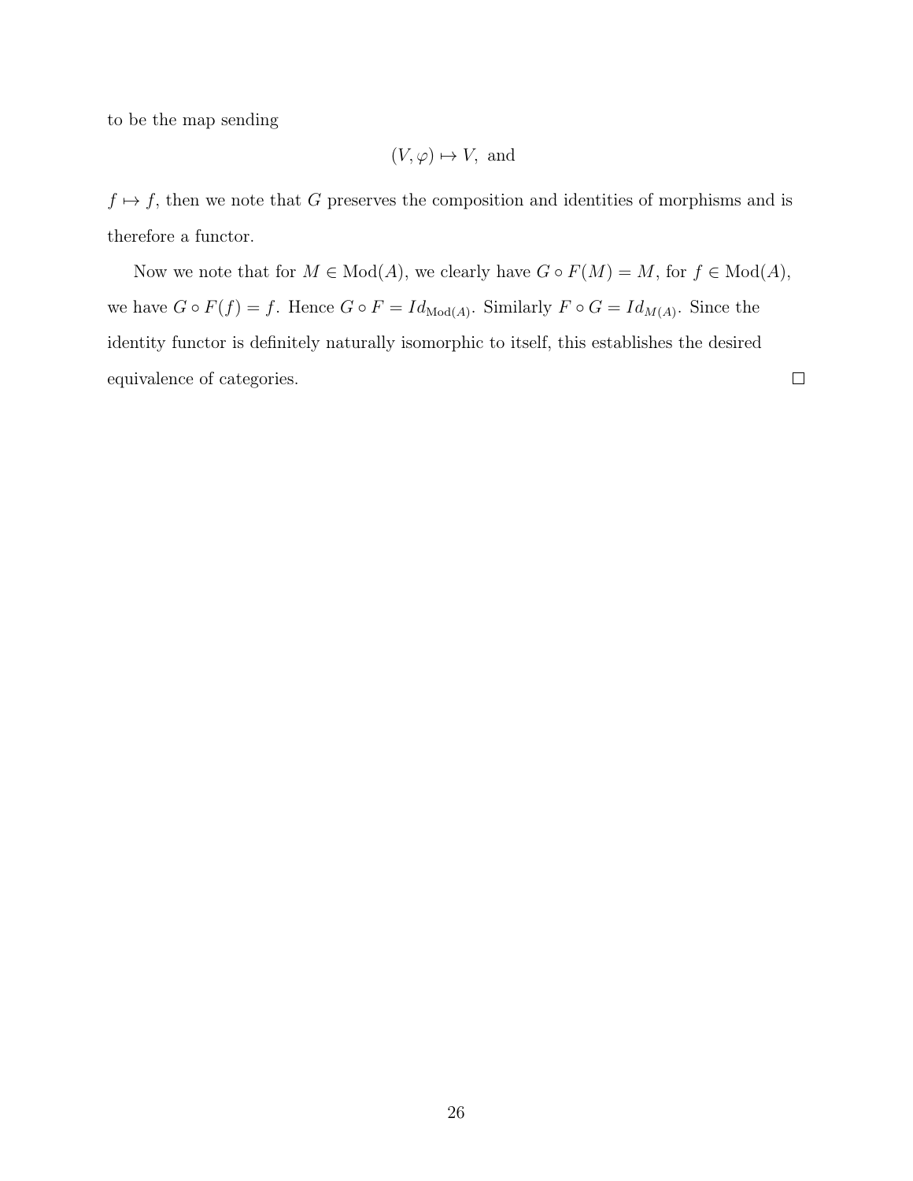to be the map sending

$$(V, \varphi) \mapsto V, \text{ and}$$

$f \mapsto f$, then we note that $G$ preserves the composition and identities of morphisms and is therefore a functor.

Now we note that for $M \in \mathrm{Mod}(A)$, we clearly have $G \circ F(M) = M$, for $f \in \mathrm{Mod}(A)$, we have $G \circ F(f) = f$. Hence $G \circ F = Id_{\mathrm{Mod}(A)}$. Similarly $F \circ G = Id_{M(A)}$. Since the identity functor is definitely naturally isomorphic to itself, this establishes the desired equivalence of categories. $\square$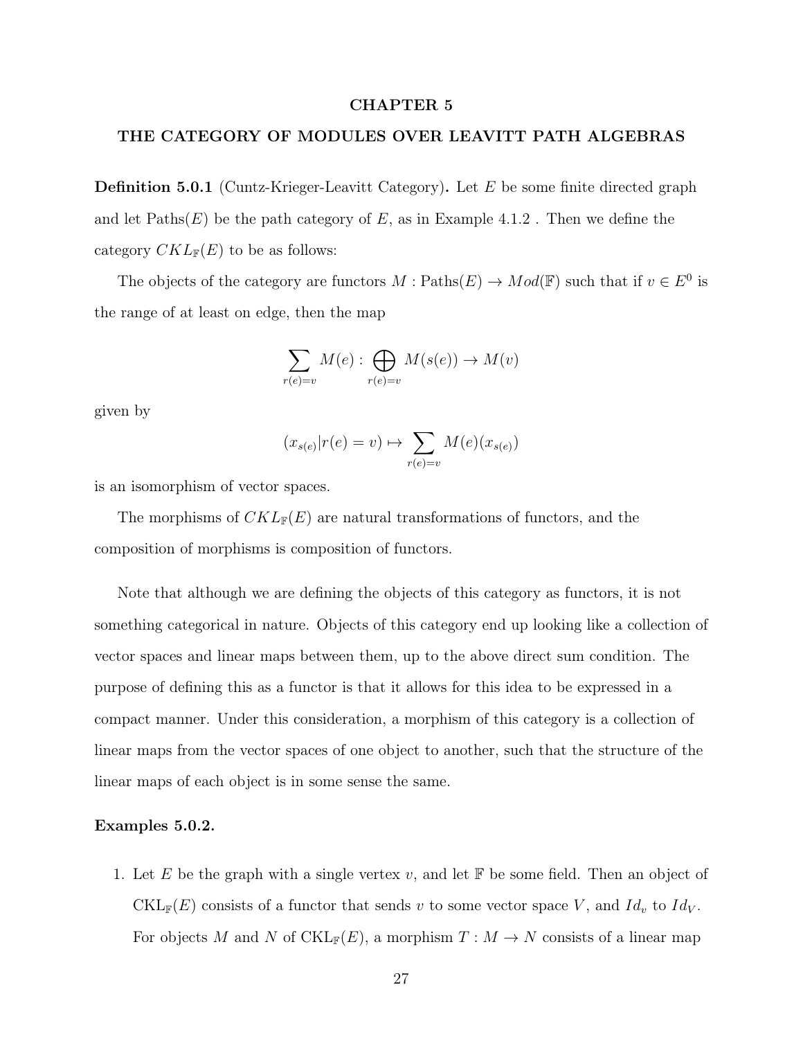# CHAPTER 5

## THE CATEGORY OF MODULES OVER LEAVITT PATH ALGEBRAS

**Definition 5.0.1** (Cuntz-Krieger-Leavitt Category)**.** Let $E$ be some finite directed graph and let $\text{Paths}(E)$ be the path category of $E$, as in Example 4.1.2 . Then we define the category $CKL_{\mathbb{F}}(E)$ to be as follows:

The objects of the category are functors $M : \text{Paths}(E) \to Mod(\mathbb{F})$ such that if $v \in E^0$ is the range of at least on edge, then the map

$$\sum_{r(e)=v} M(e) : \bigoplus_{r(e)=v} M(s(e)) \to M(v)$$

given by

$$(x_{s(e)} | r(e) = v) \mapsto \sum_{r(e)=v} M(e)(x_{s(e)})$$

is an isomorphism of vector spaces.

The morphisms of $CKL_{\mathbb{F}}(E)$ are natural transformations of functors, and the composition of morphisms is composition of functors.

Note that although we are defining the objects of this category as functors, it is not something categorical in nature. Objects of this category end up looking like a collection of vector spaces and linear maps between them, up to the above direct sum condition. The purpose of defining this as a functor is that it allows for this idea to be expressed in a compact manner. Under this consideration, a morphism of this category is a collection of linear maps from the vector spaces of one object to another, such that the structure of the linear maps of each object is in some sense the same.

**Examples 5.0.2.**

1. Let $E$ be the graph with a single vertex $v$, and let $\mathbb{F}$ be some field. Then an object of $\text{CKL}_{\mathbb{F}}(E)$ consists of a functor that sends $v$ to some vector space $V$, and $Id_v$ to $Id_V$. For objects $M$ and $N$ of $\text{CKL}_{\mathbb{F}}(E)$, a morphism $T : M \to N$ consists of a linear map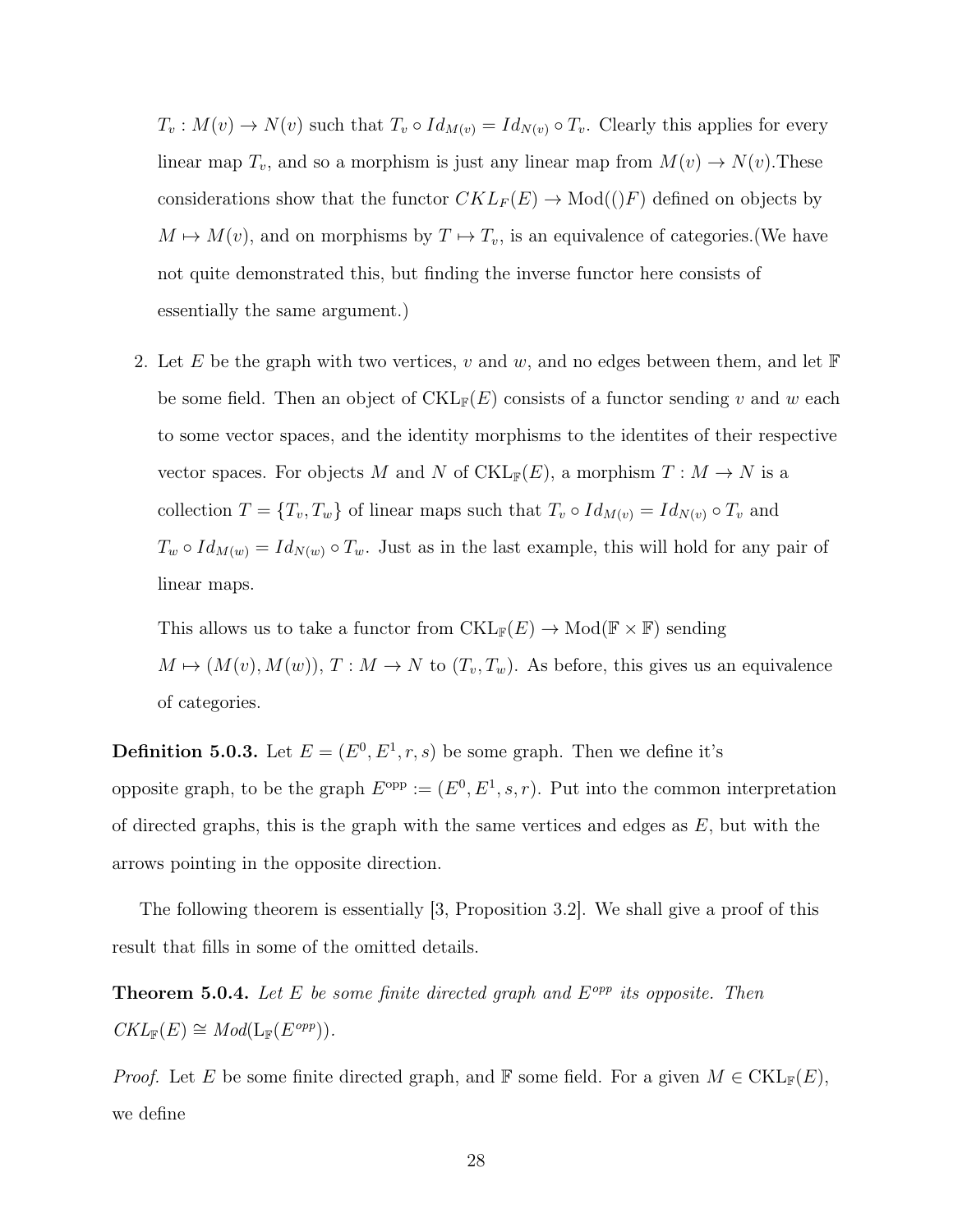$T_v : M(v) \to N(v)$ such that $T_v \circ Id_{M(v)} = Id_{N(v)} \circ T_v$. Clearly this applies for every linear map $T_v$, and so a morphism is just any linear map from $M(v) \to N(v)$.These considerations show that the functor $CKL_F(E) \to \text{Mod}(()F)$ defined on objects by $M \mapsto M(v)$, and on morphisms by $T \mapsto T_v$, is an equivalence of categories.(We have not quite demonstrated this, but finding the inverse functor here consists of essentially the same argument.)

2. Let $E$ be the graph with two vertices, $v$ and $w$, and no edges between them, and let $\mathbb{F}$ be some field. Then an object of $\text{CKL}_{\mathbb{F}}(E)$ consists of a functor sending $v$ and $w$ each to some vector spaces, and the identity morphisms to the identites of their respective vector spaces. For objects $M$ and $N$ of $\text{CKL}_{\mathbb{F}}(E)$, a morphism $T : M \to N$ is a collection $T = \{T_v, T_w\}$ of linear maps such that $T_v \circ Id_{M(v)} = Id_{N(v)} \circ T_v$ and $T_w \circ Id_{M(w)} = Id_{N(w)} \circ T_w$. Just as in the last example, this will hold for any pair of linear maps.

   This allows us to take a functor from $\text{CKL}_{\mathbb{F}}(E) \to \text{Mod}(\mathbb{F} \times \mathbb{F})$ sending $M \mapsto (M(v), M(w))$, $T : M \to N$ to $(T_v, T_w)$. As before, this gives us an equivalence of categories.

**Definition 5.0.3.** Let $E = (E^0, E^1, r, s)$ be some graph. Then we define it's opposite graph, to be the graph $E^{\text{opp}} := (E^0, E^1, s, r)$. Put into the common interpretation of directed graphs, this is the graph with the same vertices and edges as $E$, but with the arrows pointing in the opposite direction.

The following theorem is essentially [3, Proposition 3.2]. We shall give a proof of this result that fills in some of the omitted details.

**Theorem 5.0.4.** *Let $E$ be some finite directed graph and $E^{opp}$ its opposite. Then $CKL_{\mathbb{F}}(E) \cong Mod(\text{L}_{\mathbb{F}}(E^{opp}))$.*

*Proof.* Let $E$ be some finite directed graph, and $\mathbb{F}$ some field. For a given $M \in \text{CKL}_{\mathbb{F}}(E)$, we define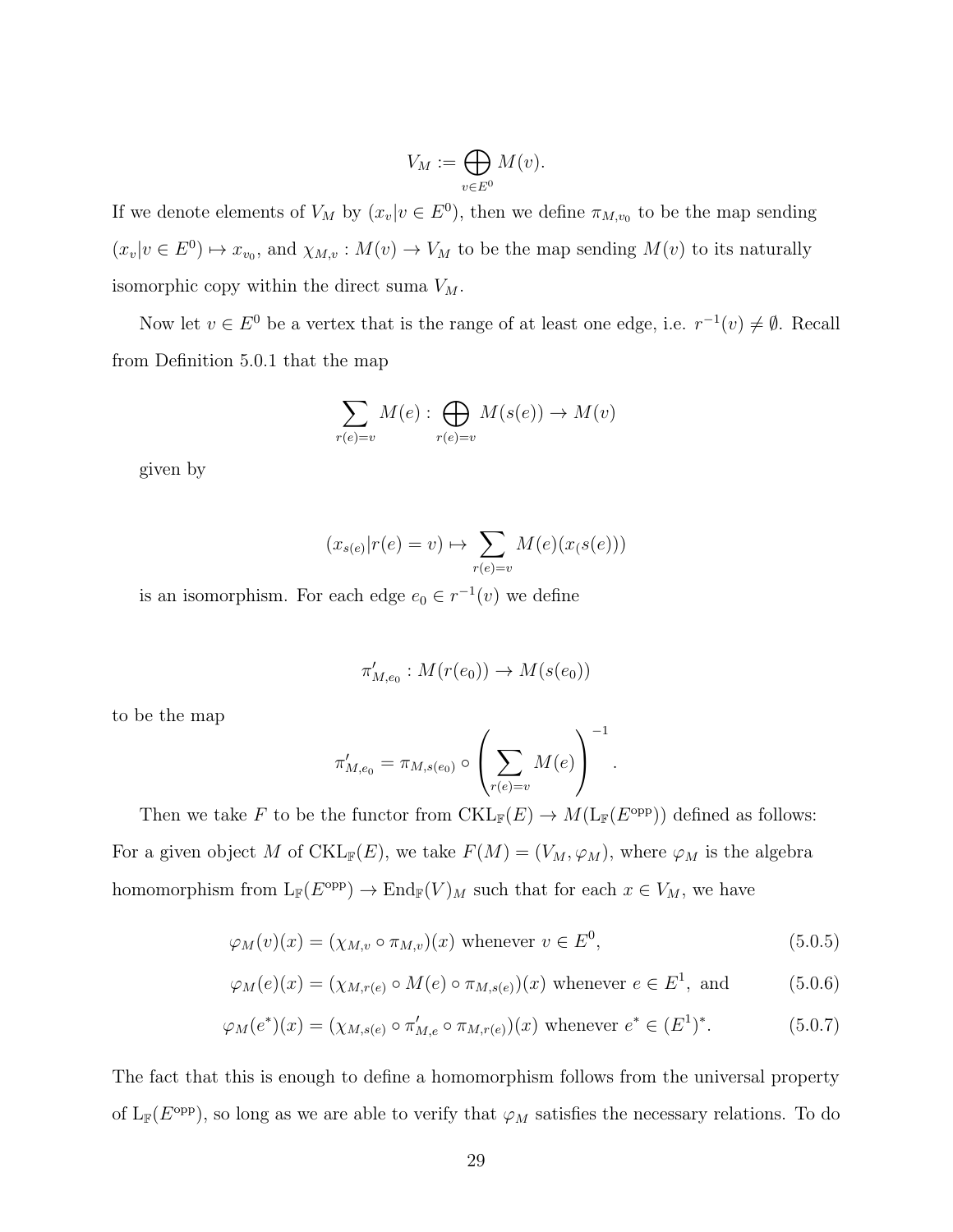$$V_M := \bigoplus_{v \in E^0} M(v).$$

If we denote elements of $V_M$ by $(x_v | v \in E^0)$, then we define $\pi_{M,v_0}$ to be the map sending $(x_v | v \in E^0) \mapsto x_{v_0}$, and $\chi_{M,v} : M(v) \to V_M$ to be the map sending $M(v)$ to its naturally isomorphic copy within the direct suma $V_M$.

Now let $v \in E^0$ be a vertex that is the range of at least one edge, i.e. $r^{-1}(v) \neq \emptyset$. Recall from Definition 5.0.1 that the map

$$\sum_{r(e)=v} M(e) : \bigoplus_{r(e)=v} M(s(e)) \to M(v)$$

given by

$$(x_{s(e)} | r(e) = v) \mapsto \sum_{r(e)=v} M(e)(x_(s(e)))$$

is an isomorphism. For each edge $e_0 \in r^{-1}(v)$ we define

$$\pi'_{M,e_0} : M(r(e_0)) \to M(s(e_0))$$

to be the map

$$\pi'_{M,e_0} = \pi_{M,s(e_0)} \circ \left( \sum_{r(e)=v} M(e) \right)^{-1}.$$

Then we take $F$ to be the functor from $\mathrm{CKL}_{\mathbb{F}}(E) \to M(\mathrm{L}_{\mathbb{F}}(E^{\mathrm{opp}}))$ defined as follows: For a given object $M$ of $\mathrm{CKL}_{\mathbb{F}}(E)$, we take $F(M) = (V_M, \varphi_M)$, where $\varphi_M$ is the algebra homomorphism from $\mathrm{L}_{\mathbb{F}}(E^{\mathrm{opp}}) \to \mathrm{End}_{\mathbb{F}}(V)_M$ such that for each $x \in V_M$, we have

$$\varphi_M(v)(x) = (\chi_{M,v} \circ \pi_{M,v})(x) \text{ whenever } v \in E^0, \tag{5.0.5}$$

$$\varphi_M(e)(x) = (\chi_{M,r(e)} \circ M(e) \circ \pi_{M,s(e)})(x) \text{ whenever } e \in E^1, \text{ and} \tag{5.0.6}$$

$$\varphi_M(e^*)(x) = (\chi_{M,s(e)} \circ \pi'_{M,e} \circ \pi_{M,r(e)})(x) \text{ whenever } e^* \in (E^1)^*. \tag{5.0.7}$$

The fact that this is enough to define a homomorphism follows from the universal property of $\mathrm{L}_{\mathbb{F}}(E^{\mathrm{opp}})$, so long as we are able to verify that $\varphi_M$ satisfies the necessary relations. To do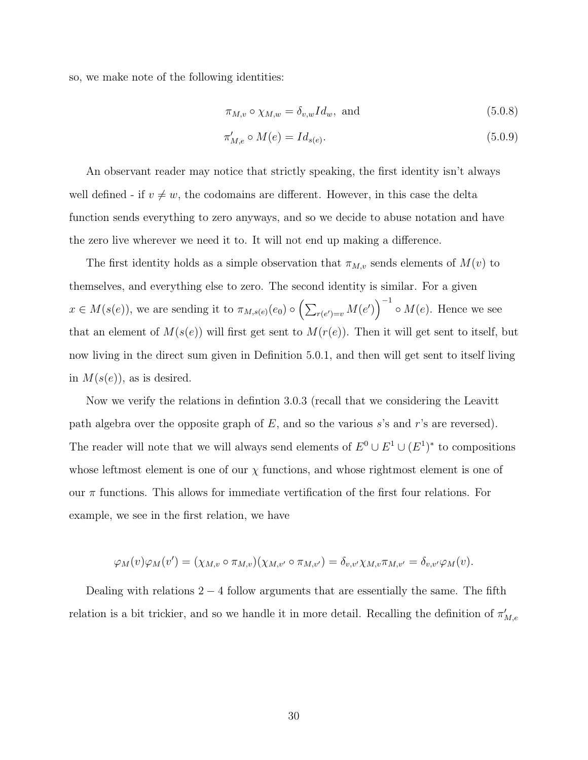so, we make note of the following identities:

$$\pi_{M,v} \circ \chi_{M,w} = \delta_{v,w} Id_w, \text{ and} \tag{5.0.8}$$

$$\pi'_{M,e} \circ M(e) = Id_{s(e)}. \tag{5.0.9}$$

An observant reader may notice that strictly speaking, the first identity isn't always well defined - if $v \neq w$, the codomains are different. However, in this case the delta function sends everything to zero anyways, and so we decide to abuse notation and have the zero live wherever we need it to. It will not end up making a difference.

The first identity holds as a simple observation that $\pi_{M,v}$ sends elements of $M(v)$ to themselves, and everything else to zero. The second identity is similar. For a given $x \in M(s(e))$, we are sending it to $\pi_{M,s(e)}(e_0) \circ \left(\sum_{r(e')=v} M(e')\right)^{-1} \circ M(e)$. Hence we see that an element of $M(s(e))$ will first get sent to $M(r(e))$. Then it will get sent to itself, but now living in the direct sum given in Definition 5.0.1, and then will get sent to itself living in $M(s(e))$, as is desired.

Now we verify the relations in defintion 3.0.3 (recall that we considering the Leavitt path algebra over the opposite graph of $E$, and so the various $s$'s and $r$'s are reversed). The reader will note that we will always send elements of $E^0 \cup E^1 \cup (E^1)^*$ to compositions whose leftmost element is one of our $\chi$ functions, and whose rightmost element is one of our $\pi$ functions. This allows for immediate vertification of the first four relations. For example, we see in the first relation, we have

$$\varphi_M(v)\varphi_M(v') = (\chi_{M,v} \circ \pi_{M,v})(\chi_{M,v'} \circ \pi_{M,v'}) = \delta_{v,v'}\chi_{M,v}\pi_{M,v'} = \delta_{v,v'}\varphi_M(v).$$

Dealing with relations $2-4$ follow arguments that are essentially the same. The fifth relation is a bit trickier, and so we handle it in more detail. Recalling the definition of $\pi'_{M,e}$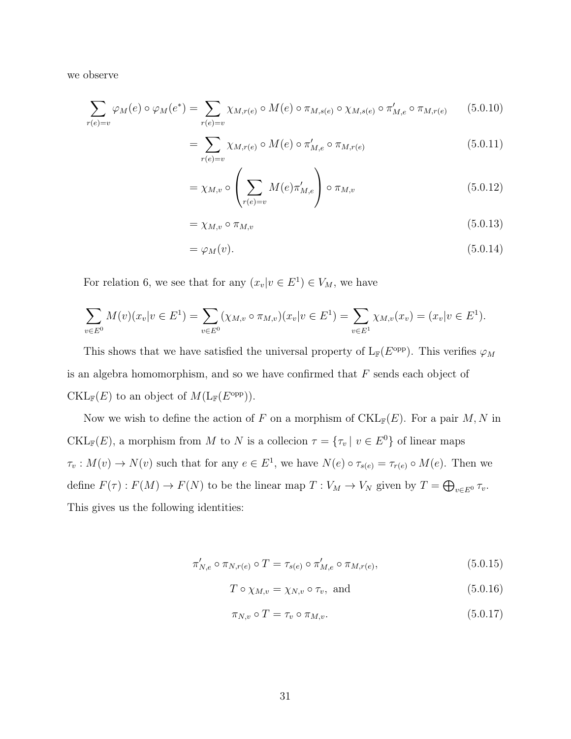we observe

$$
\begin{aligned}
\sum_{r(e)=v} \varphi_M(e) \circ \varphi_M(e^*) &= \sum_{r(e)=v} \chi_{M,r(e)} \circ M(e) \circ \pi_{M,s(e)} \circ \chi_{M,s(e)} \circ \pi'_{M,e} \circ \pi_{M,r(e)} && (5.0.10)\\
&= \sum_{r(e)=v} \chi_{M,r(e)} \circ M(e) \circ \pi'_{M,e} \circ \pi_{M,r(e)} && (5.0.11)\\
&= \chi_{M,v} \circ \left( \sum_{r(e)=v} M(e)\pi'_{M,e} \right) \circ \pi_{M,v} && (5.0.12)\\
&= \chi_{M,v} \circ \pi_{M,v} && (5.0.13)\\
&= \varphi_M(v). && (5.0.14)
\end{aligned}
$$

For relation 6, we see that for any $(x_v | v \in E^1) \in V_M$, we have

$$
\sum_{v \in E^0} M(v)(x_v | v \in E^1) = \sum_{v \in E^0} (\chi_{M,v} \circ \pi_{M,v})(x_v | v \in E^1) = \sum_{v \in E^1} \chi_{M,v}(x_v) = (x_v | v \in E^1).
$$

This shows that we have satisfied the universal property of $\mathrm{L}_{\mathbb{F}}(E^{\mathrm{opp}})$. This verifies $\varphi_M$ is an algebra homomorphism, and so we have confirmed that $F$ sends each object of $\mathrm{CKL}_{\mathbb{F}}(E)$ to an object of $M(\mathrm{L}_{\mathbb{F}}(E^{\mathrm{opp}}))$.

Now we wish to define the action of $F$ on a morphism of $\mathrm{CKL}_{\mathbb{F}}(E)$. For a pair $M, N$ in $\mathrm{CKL}_{\mathbb{F}}(E)$, a morphism from $M$ to $N$ is a collecion $\tau = \{\tau_v \mid v \in E^0\}$ of linear maps $\tau_v : M(v) \to N(v)$ such that for any $e \in E^1$, we have $N(e) \circ \tau_{s(e)} = \tau_{r(e)} \circ M(e)$. Then we define $F(\tau) : F(M) \to F(N)$ to be the linear map $T : V_M \to V_N$ given by $T = \bigoplus_{v \in E^0} \tau_v$. This gives us the following identities:

$$
\begin{aligned}
\pi'_{N,e} \circ \pi_{N,r(e)} \circ T &= \tau_{s(e)} \circ \pi'_{M,e} \circ \pi_{M,r(e)}, && (5.0.15)\\
T \circ \chi_{M,v} &= \chi_{N,v} \circ \tau_v, \text{ and} && (5.0.16)\\
\pi_{N,v} \circ T &= \tau_v \circ \pi_{M,v}. && (5.0.17)
\end{aligned}
$$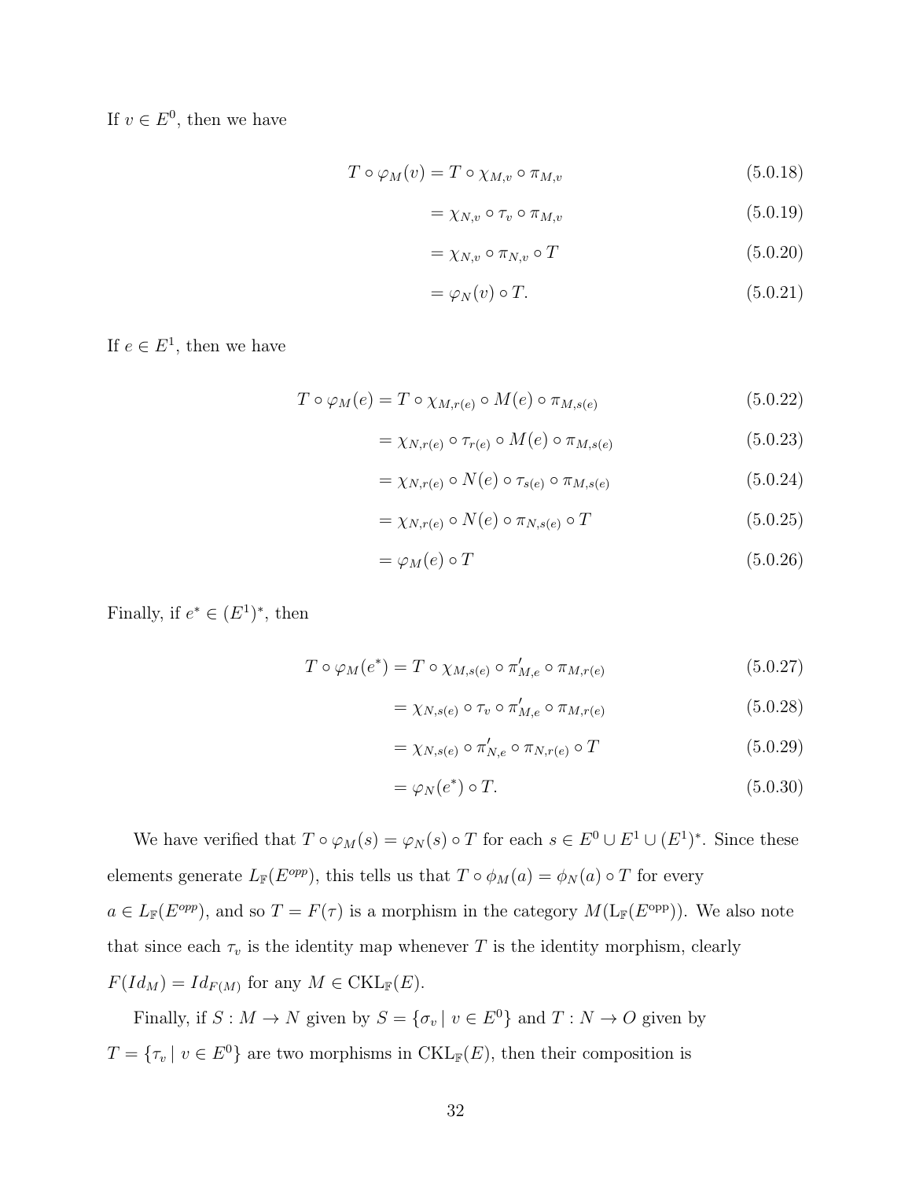If $v \in E^0$, then we have

$$T \circ \varphi_M(v) = T \circ \chi_{M,v} \circ \pi_{M,v} \tag{5.0.18}$$

$$= \chi_{N,v} \circ \tau_v \circ \pi_{M,v} \tag{5.0.19}$$

$$= \chi_{N,v} \circ \pi_{N,v} \circ T \tag{5.0.20}$$

$$= \varphi_N(v) \circ T. \tag{5.0.21}$$

If $e \in E^1$, then we have

$$T \circ \varphi_M(e) = T \circ \chi_{M,r(e)} \circ M(e) \circ \pi_{M,s(e)} \tag{5.0.22}$$

$$= \chi_{N,r(e)} \circ \tau_{r(e)} \circ M(e) \circ \pi_{M,s(e)} \tag{5.0.23}$$

$$= \chi_{N,r(e)} \circ N(e) \circ \tau_{s(e)} \circ \pi_{M,s(e)} \tag{5.0.24}$$

$$= \chi_{N,r(e)} \circ N(e) \circ \pi_{N,s(e)} \circ T \tag{5.0.25}$$

$$= \varphi_M(e) \circ T \tag{5.0.26}$$

Finally, if $e^* \in (E^1)^*$, then

$$T \circ \varphi_M(e^*) = T \circ \chi_{M,s(e)} \circ \pi'_{M,e} \circ \pi_{M,r(e)} \tag{5.0.27}$$

$$= \chi_{N,s(e)} \circ \tau_v \circ \pi'_{M,e} \circ \pi_{M,r(e)} \tag{5.0.28}$$

$$= \chi_{N,s(e)} \circ \pi'_{N,e} \circ \pi_{N,r(e)} \circ T \tag{5.0.29}$$

$$= \varphi_N(e^*) \circ T. \tag{5.0.30}$$

We have verified that $T \circ \varphi_M(s) = \varphi_N(s) \circ T$ for each $s \in E^0 \cup E^1 \cup (E^1)^*$. Since these elements generate $L_{\mathbb{F}}(E^{opp})$, this tells us that $T \circ \phi_M(a) = \phi_N(a) \circ T$ for every $a \in L_{\mathbb{F}}(E^{opp})$, and so $T = F(\tau)$ is a morphism in the category $M(\mathrm{L}_{\mathbb{F}}(E^{\mathrm{opp}}))$. We also note that since each $\tau_v$ is the identity map whenever $T$ is the identity morphism, clearly $F(Id_M) = Id_{F(M)}$ for any $M \in \mathrm{CKL}_{\mathbb{F}}(E)$.

Finally, if $S : M \to N$ given by $S = \{\sigma_v \mid v \in E^0\}$ and $T : N \to O$ given by $T = \{\tau_v \mid v \in E^0\}$ are two morphisms in $\mathrm{CKL}_{\mathbb{F}}(E)$, then their composition is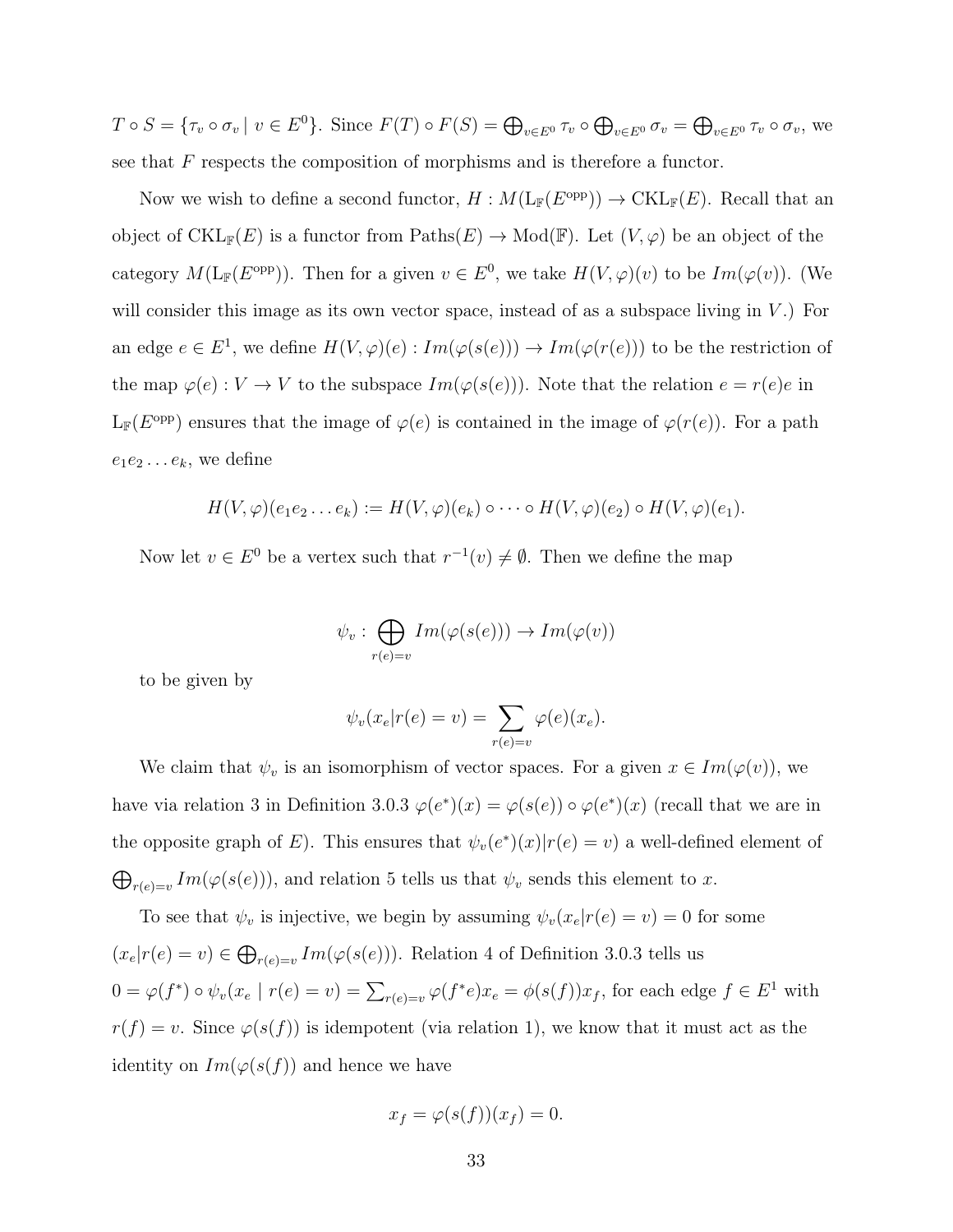$T \circ S = \{\tau_v \circ \sigma_v \mid v \in E^0\}$. Since $F(T) \circ F(S) = \bigoplus_{v \in E^0} \tau_v \circ \bigoplus_{v \in E^0} \sigma_v = \bigoplus_{v \in E^0} \tau_v \circ \sigma_v$, we see that $F$ respects the composition of morphisms and is therefore a functor.

Now we wish to define a second functor, $H : M(\mathrm{L}_{\mathbb{F}}(E^{\mathrm{opp}})) \to \mathrm{CKL}_{\mathbb{F}}(E)$. Recall that an object of $\mathrm{CKL}_{\mathbb{F}}(E)$ is a functor from $\mathrm{Paths}(E) \to \mathrm{Mod}(\mathbb{F})$. Let $(V, \varphi)$ be an object of the category $M(\mathrm{L}_{\mathbb{F}}(E^{\mathrm{opp}}))$. Then for a given $v \in E^0$, we take $H(V, \varphi)(v)$ to be $Im(\varphi(v))$. (We will consider this image as its own vector space, instead of as a subspace living in $V$.) For an edge $e \in E^1$, we define $H(V, \varphi)(e) : Im(\varphi(s(e))) \to Im(\varphi(r(e)))$ to be the restriction of the map $\varphi(e) : V \to V$ to the subspace $Im(\varphi(s(e)))$. Note that the relation $e = r(e)e$ in $\mathrm{L}_{\mathbb{F}}(E^{\mathrm{opp}})$ ensures that the image of $\varphi(e)$ is contained in the image of $\varphi(r(e))$. For a path $e_1 e_2 \ldots e_k$, we define

$$H(V, \varphi)(e_1 e_2 \ldots e_k) := H(V, \varphi)(e_k) \circ \cdots \circ H(V, \varphi)(e_2) \circ H(V, \varphi)(e_1).$$

Now let $v \in E^0$ be a vertex such that $r^{-1}(v) \neq \emptyset$. Then we define the map

$$\psi_v : \bigoplus_{r(e)=v} Im(\varphi(s(e))) \to Im(\varphi(v))$$

to be given by

$$\psi_v(x_e | r(e) = v) = \sum_{r(e)=v} \varphi(e)(x_e).$$

We claim that $\psi_v$ is an isomorphism of vector spaces. For a given $x \in Im(\varphi(v))$, we have via relation 3 in Definition 3.0.3 $\varphi(e^*)(x) = \varphi(s(e)) \circ \varphi(e^*)(x)$ (recall that we are in the opposite graph of $E$). This ensures that $\psi_v(e^*)(x) | r(e) = v)$ a well-defined element of $\bigoplus_{r(e)=v} Im(\varphi(s(e)))$, and relation 5 tells us that $\psi_v$ sends this element to $x$.

To see that $\psi_v$ is injective, we begin by assuming $\psi_v(x_e | r(e) = v) = 0$ for some $(x_e | r(e) = v) \in \bigoplus_{r(e)=v} Im(\varphi(s(e)))$. Relation 4 of Definition 3.0.3 tells us $0 = \varphi(f^*) \circ \psi_v(x_e \mid r(e) = v) = \sum_{r(e)=v} \varphi(f^* e) x_e = \phi(s(f)) x_f$, for each edge $f \in E^1$ with $r(f) = v$. Since $\varphi(s(f))$ is idempotent (via relation 1), we know that it must act as the identity on $Im(\varphi(s(f))$ and hence we have

$$x_f = \varphi(s(f))(x_f) = 0.$$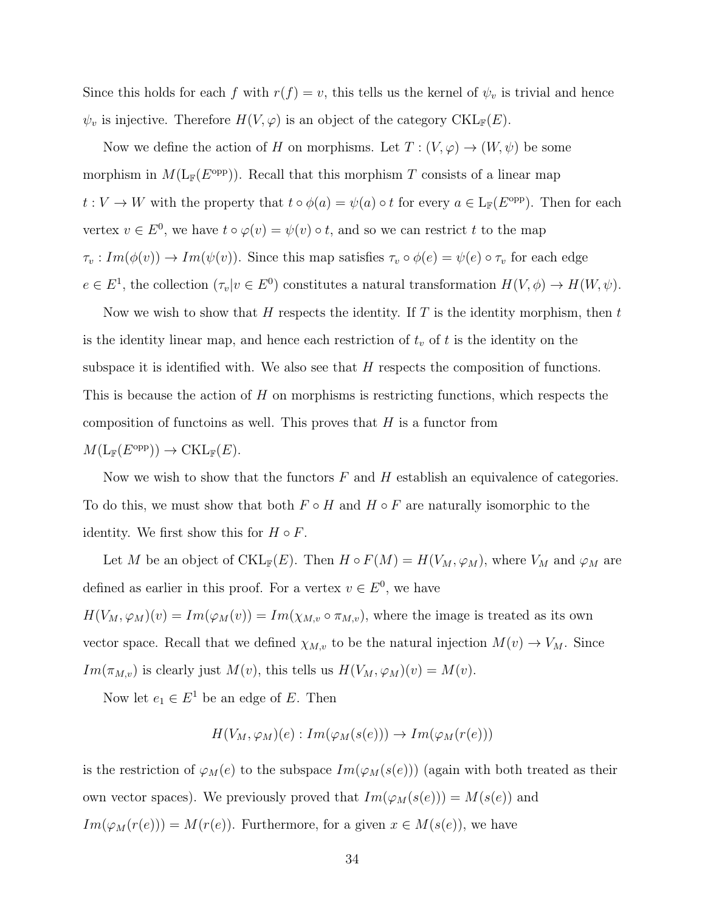Since this holds for each $f$ with $r(f) = v$, this tells us the kernel of $\psi_v$ is trivial and hence $\psi_v$ is injective. Therefore $H(V, \varphi)$ is an object of the category $\text{CKL}_{\mathbb{F}}(E)$.

Now we define the action of $H$ on morphisms. Let $T : (V, \varphi) \to (W, \psi)$ be some morphism in $M(\text{L}_{\mathbb{F}}(E^{\text{opp}}))$. Recall that this morphism $T$ consists of a linear map $t : V \to W$ with the property that $t \circ \phi(a) = \psi(a) \circ t$ for every $a \in \text{L}_{\mathbb{F}}(E^{\text{opp}})$. Then for each vertex $v \in E^0$, we have $t \circ \varphi(v) = \psi(v) \circ t$, and so we can restrict $t$ to the map $\tau_v : Im(\phi(v)) \to Im(\psi(v))$. Since this map satisfies $\tau_v \circ \phi(e) = \psi(e) \circ \tau_v$ for each edge $e \in E^1$, the collection $(\tau_v | v \in E^0)$ constitutes a natural transformation $H(V, \phi) \to H(W, \psi)$.

Now we wish to show that $H$ respects the identity. If $T$ is the identity morphism, then $t$ is the identity linear map, and hence each restriction of $t_v$ of $t$ is the identity on the subspace it is identified with. We also see that $H$ respects the composition of functions. This is because the action of $H$ on morphisms is restricting functions, which respects the composition of functoins as well. This proves that $H$ is a functor from $M(\text{L}_{\mathbb{F}}(E^{\text{opp}})) \to \text{CKL}_{\mathbb{F}}(E)$.

Now we wish to show that the functors $F$ and $H$ establish an equivalence of categories. To do this, we must show that both $F \circ H$ and $H \circ F$ are naturally isomorphic to the identity. We first show this for $H \circ F$.

Let $M$ be an object of $\text{CKL}_{\mathbb{F}}(E)$. Then $H \circ F(M) = H(V_M, \varphi_M)$, where $V_M$ and $\varphi_M$ are defined as earlier in this proof. For a vertex $v \in E^0$, we have $H(V_M, \varphi_M)(v) = Im(\varphi_M(v)) = Im(\chi_{M,v} \circ \pi_{M,v})$, where the image is treated as its own vector space. Recall that we defined $\chi_{M,v}$ to be the natural injection $M(v) \to V_M$. Since $Im(\pi_{M,v})$ is clearly just $M(v)$, this tells us $H(V_M, \varphi_M)(v) = M(v)$.

Now let $e_1 \in E^1$ be an edge of $E$. Then

$$H(V_M, \varphi_M)(e) : Im(\varphi_M(s(e))) \to Im(\varphi_M(r(e)))$$

is the restriction of $\varphi_M(e)$ to the subspace $Im(\varphi_M(s(e)))$ (again with both treated as their own vector spaces). We previously proved that $Im(\varphi_M(s(e))) = M(s(e))$ and $Im(\varphi_M(r(e))) = M(r(e))$. Furthermore, for a given $x \in M(s(e))$, we have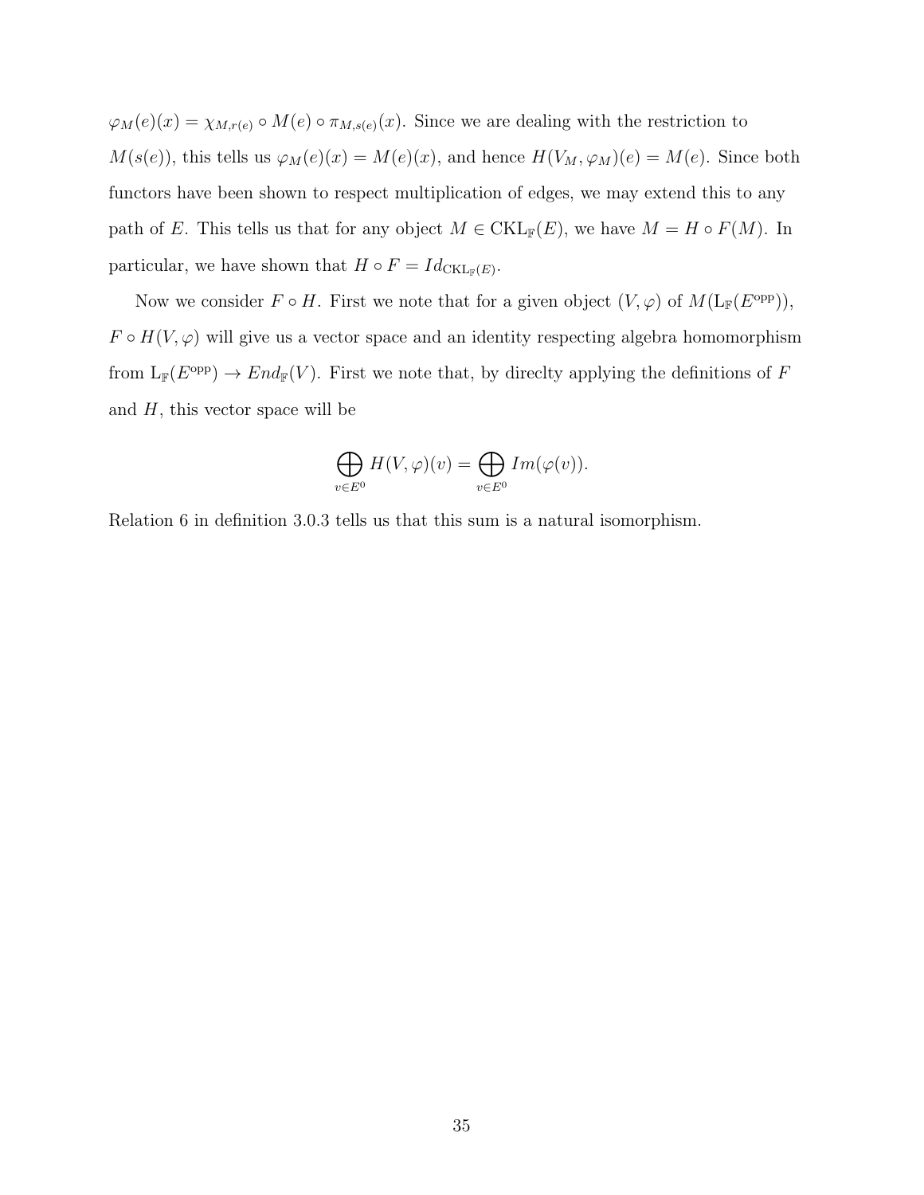$\varphi_M(e)(x) = \chi_{M,r(e)} \circ M(e) \circ \pi_{M,s(e)}(x)$. Since we are dealing with the restriction to $M(s(e))$, this tells us $\varphi_M(e)(x) = M(e)(x)$, and hence $H(V_M, \varphi_M)(e) = M(e)$. Since both functors have been shown to respect multiplication of edges, we may extend this to any path of $E$. This tells us that for any object $M \in \mathrm{CKL}_{\mathbb{F}}(E)$, we have $M = H \circ F(M)$. In particular, we have shown that $H \circ F = Id_{\mathrm{CKL}_{\mathbb{F}}(E)}$.

Now we consider $F \circ H$. First we note that for a given object $(V, \varphi)$ of $M(\mathrm{L}_{\mathbb{F}}(E^{\mathrm{opp}}))$, $F \circ H(V, \varphi)$ will give us a vector space and an identity respecting algebra homomorphism from $\mathrm{L}_{\mathbb{F}}(E^{\mathrm{opp}}) \to End_{\mathbb{F}}(V)$. First we note that, by direclty applying the definitions of $F$ and $H$, this vector space will be

$$\bigoplus_{v \in E^0} H(V, \varphi)(v) = \bigoplus_{v \in E^0} Im(\varphi(v)).$$

Relation 6 in definition 3.0.3 tells us that this sum is a natural isomorphism.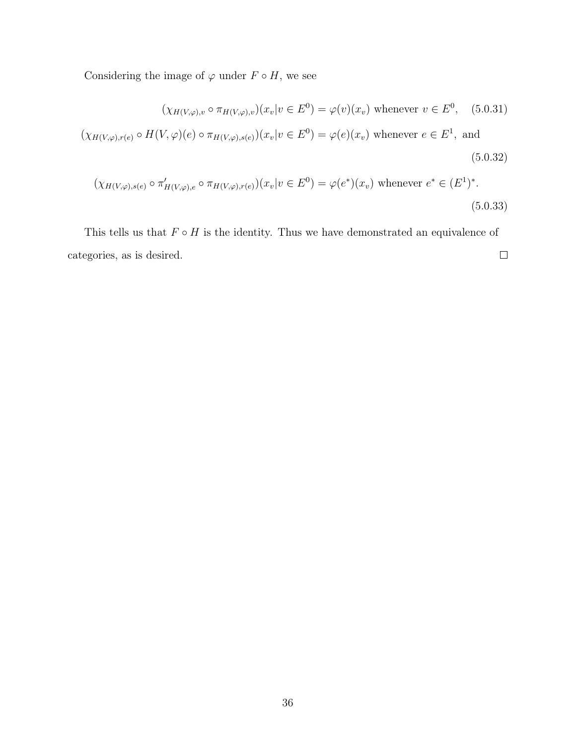Considering the image of $\varphi$ under $F \circ H$, we see

$$(\chi_{H(V,\varphi),v} \circ \pi_{H(V,\varphi),v})(x_v | v \in E^0) = \varphi(v)(x_v) \text{ whenever } v \in E^0, \tag{5.0.31}$$

$$(\chi_{H(V,\varphi),r(e)} \circ H(V,\varphi)(e) \circ \pi_{H(V,\varphi),s(e)})(x_v | v \in E^0) = \varphi(e)(x_v) \text{ whenever } e \in E^1, \text{ and} \tag{5.0.32}$$

$$(\chi_{H(V,\varphi),s(e)} \circ \pi'_{H(V,\varphi),e} \circ \pi_{H(V,\varphi),r(e)})(x_v | v \in E^0) = \varphi(e^*)(x_v) \text{ whenever } e^* \in (E^1)^*. \tag{5.0.33}$$

This tells us that $F \circ H$ is the identity. Thus we have demonstrated an equivalence of categories, as is desired. $\square$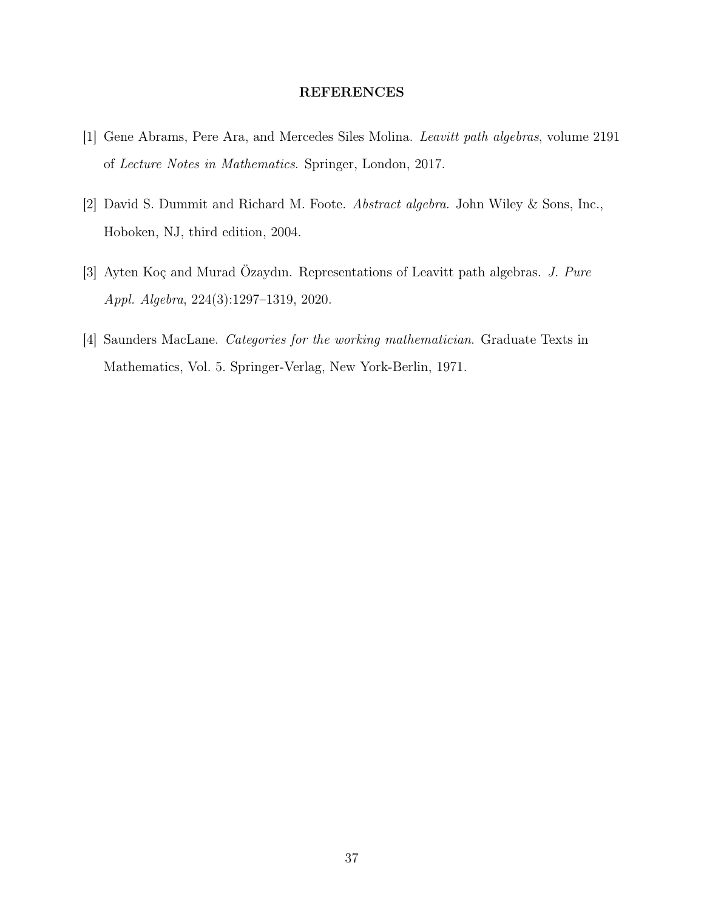## REFERENCES

[1] Gene Abrams, Pere Ara, and Mercedes Siles Molina. *Leavitt path algebras*, volume 2191 of *Lecture Notes in Mathematics*. Springer, London, 2017.

[2] David S. Dummit and Richard M. Foote. *Abstract algebra*. John Wiley & Sons, Inc., Hoboken, NJ, third edition, 2004.

[3] Ayten Koç and Murad Özaydın. Representations of Leavitt path algebras. *J. Pure Appl. Algebra*, 224(3):1297–1319, 2020.

[4] Saunders MacLane. *Categories for the working mathematician*. Graduate Texts in Mathematics, Vol. 5. Springer-Verlag, New York-Berlin, 1971.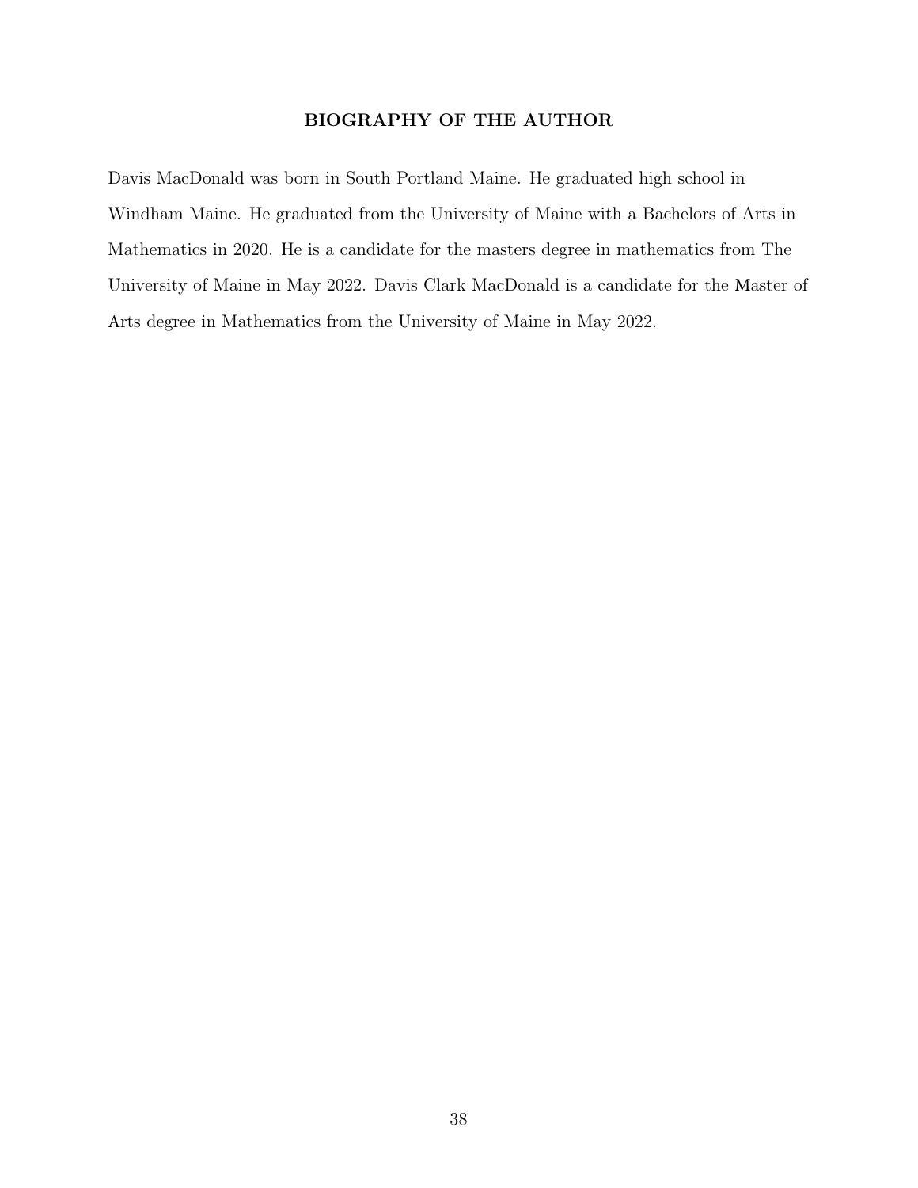# BIOGRAPHY OF THE AUTHOR

Davis MacDonald was born in South Portland Maine. He graduated high school in Windham Maine. He graduated from the University of Maine with a Bachelors of Arts in Mathematics in 2020. He is a candidate for the masters degree in mathematics from The University of Maine in May 2022. Davis Clark MacDonald is a candidate for the Master of Arts degree in Mathematics from the University of Maine in May 2022.